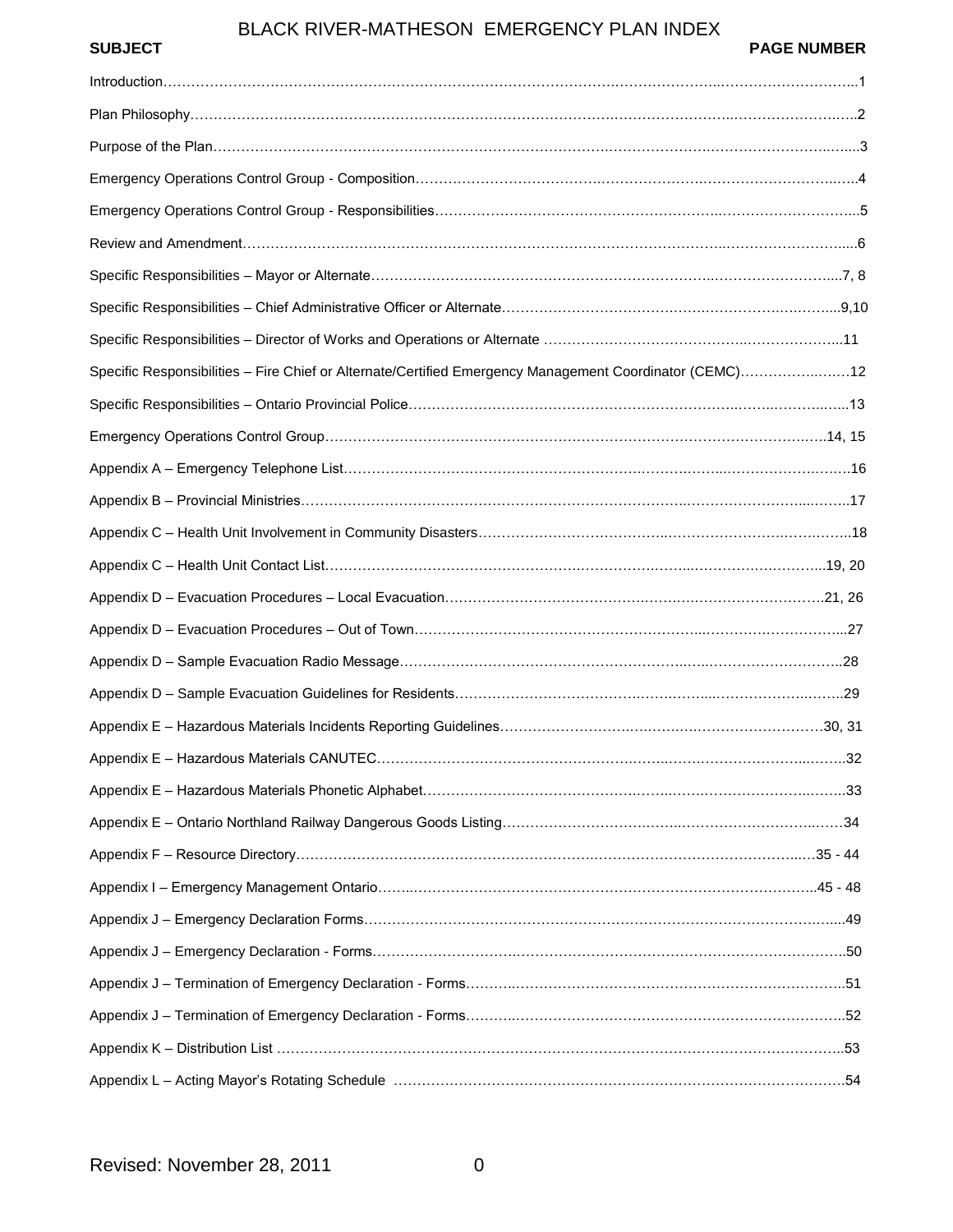# BLACK RIVER-MATHESON EMERGENCY PLAN INDEX

| SUBJECT | PAGE NUMBER |
|---|---|
| Introduction | 1 |
| Plan Philosophy | 2 |
| Purpose of the Plan | 3 |
| Emergency Operations Control Group - Composition | 4 |
| Emergency Operations Control Group - Responsibilities | 5 |
| Review and Amendment | 6 |
| Specific Responsibilities – Mayor or Alternate | 7, 8 |
| Specific Responsibilities – Chief Administrative Officer or Alternate | 9,10 |
| Specific Responsibilities – Director of Works and Operations or Alternate | 11 |
| Specific Responsibilities – Fire Chief or Alternate/Certified Emergency Management Coordinator (CEMC) | 12 |
| Specific Responsibilities – Ontario Provincial Police | 13 |
| Emergency Operations Control Group | 14, 15 |
| Appendix A – Emergency Telephone List | 16 |
| Appendix B – Provincial Ministries | 17 |
| Appendix C – Health Unit Involvement in Community Disasters | 18 |
| Appendix C – Health Unit Contact List | 19, 20 |
| Appendix D – Evacuation Procedures – Local Evacuation | 21, 26 |
| Appendix D – Evacuation Procedures – Out of Town | 27 |
| Appendix D – Sample Evacuation Radio Message | 28 |
| Appendix D – Sample Evacuation Guidelines for Residents | 29 |
| Appendix E – Hazardous Materials Incidents Reporting Guidelines | 30, 31 |
| Appendix E – Hazardous Materials CANUTEC | 32 |
| Appendix E – Hazardous Materials Phonetic Alphabet | 33 |
| Appendix E – Ontario Northland Railway Dangerous Goods Listing | 34 |
| Appendix F – Resource Directory | 35 - 44 |
| Appendix I – Emergency Management Ontario | 45 - 48 |
| Appendix J – Emergency Declaration Forms | 49 |
| Appendix J – Emergency Declaration - Forms | 50 |
| Appendix J – Termination of Emergency Declaration - Forms | 51 |
| Appendix J – Termination of Emergency Declaration - Forms | 52 |
| Appendix K – Distribution List | 53 |
| Appendix L – Acting Mayor's Rotating Schedule | 54 |

Revised: November 28, 2011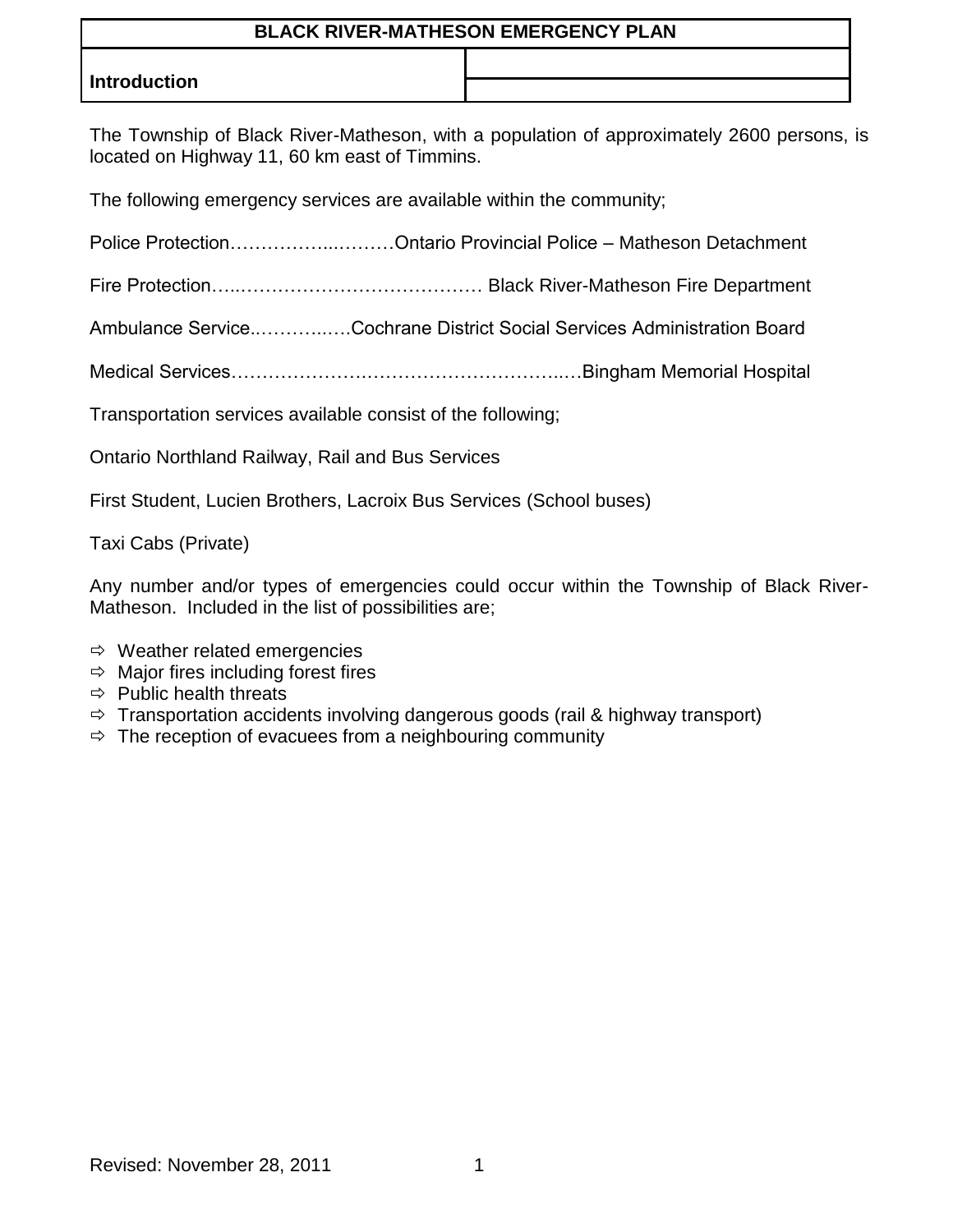# BLACK RIVER-MATHESON EMERGENCY PLAN

## Introduction

The Township of Black River-Matheson, with a population of approximately 2600 persons, is located on Highway 11, 60 km east of Timmins.

The following emergency services are available within the community;

Police Protection……………...………Ontario Provincial Police – Matheson Detachment

Fire Protection…..………………………………… Black River-Matheson Fire Department

Ambulance Service..………..….Cochrane District Social Services Administration Board

Medical Services……………….…………………………..…Bingham Memorial Hospital

Transportation services available consist of the following;

Ontario Northland Railway, Rail and Bus Services

First Student, Lucien Brothers, Lacroix Bus Services (School buses)

Taxi Cabs (Private)

Any number and/or types of emergencies could occur within the Township of Black River-Matheson. Included in the list of possibilities are;

- Weather related emergencies
- Major fires including forest fires
- Public health threats
- Transportation accidents involving dangerous goods (rail & highway transport)
- The reception of evacuees from a neighbouring community

Revised: November 28, 2011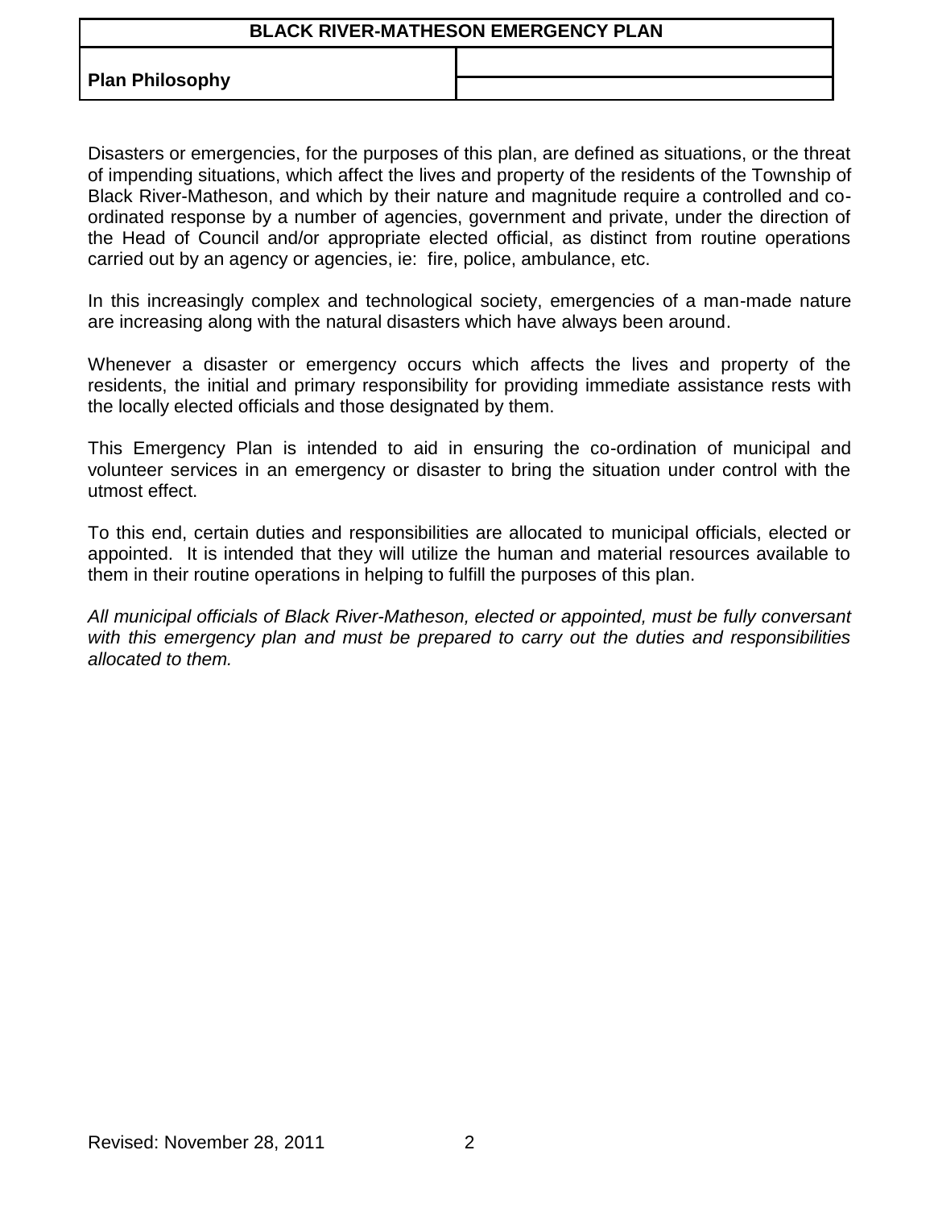## Plan Philosophy

Disasters or emergencies, for the purposes of this plan, are defined as situations, or the threat of impending situations, which affect the lives and property of the residents of the Township of Black River-Matheson, and which by their nature and magnitude require a controlled and co-ordinated response by a number of agencies, government and private, under the direction of the Head of Council and/or appropriate elected official, as distinct from routine operations carried out by an agency or agencies, ie: fire, police, ambulance, etc.

In this increasingly complex and technological society, emergencies of a man-made nature are increasing along with the natural disasters which have always been around.

Whenever a disaster or emergency occurs which affects the lives and property of the residents, the initial and primary responsibility for providing immediate assistance rests with the locally elected officials and those designated by them.

This Emergency Plan is intended to aid in ensuring the co-ordination of municipal and volunteer services in an emergency or disaster to bring the situation under control with the utmost effect.

To this end, certain duties and responsibilities are allocated to municipal officials, elected or appointed. It is intended that they will utilize the human and material resources available to them in their routine operations in helping to fulfill the purposes of this plan.

*All municipal officials of Black River-Matheson, elected or appointed, must be fully conversant with this emergency plan and must be prepared to carry out the duties and responsibilities allocated to them.*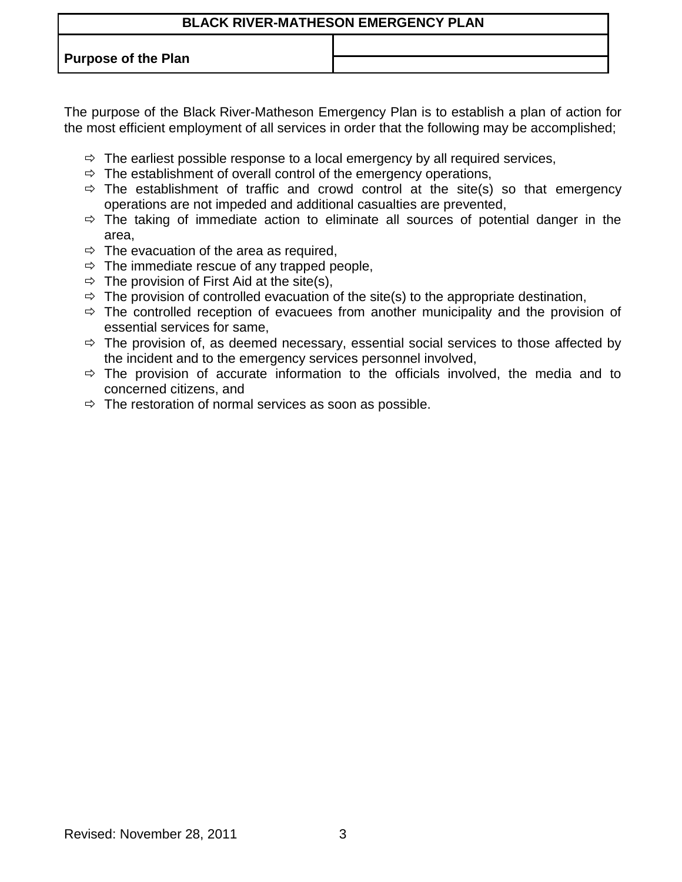## Purpose of the Plan

The purpose of the Black River-Matheson Emergency Plan is to establish a plan of action for the most efficient employment of all services in order that the following may be accomplished;

- The earliest possible response to a local emergency by all required services,
- The establishment of overall control of the emergency operations,
- The establishment of traffic and crowd control at the site(s) so that emergency operations are not impeded and additional casualties are prevented,
- The taking of immediate action to eliminate all sources of potential danger in the area,
- The evacuation of the area as required,
- The immediate rescue of any trapped people,
- The provision of First Aid at the site(s),
- The provision of controlled evacuation of the site(s) to the appropriate destination,
- The controlled reception of evacuees from another municipality and the provision of essential services for same,
- The provision of, as deemed necessary, essential social services to those affected by the incident and to the emergency services personnel involved,
- The provision of accurate information to the officials involved, the media and to concerned citizens, and
- The restoration of normal services as soon as possible.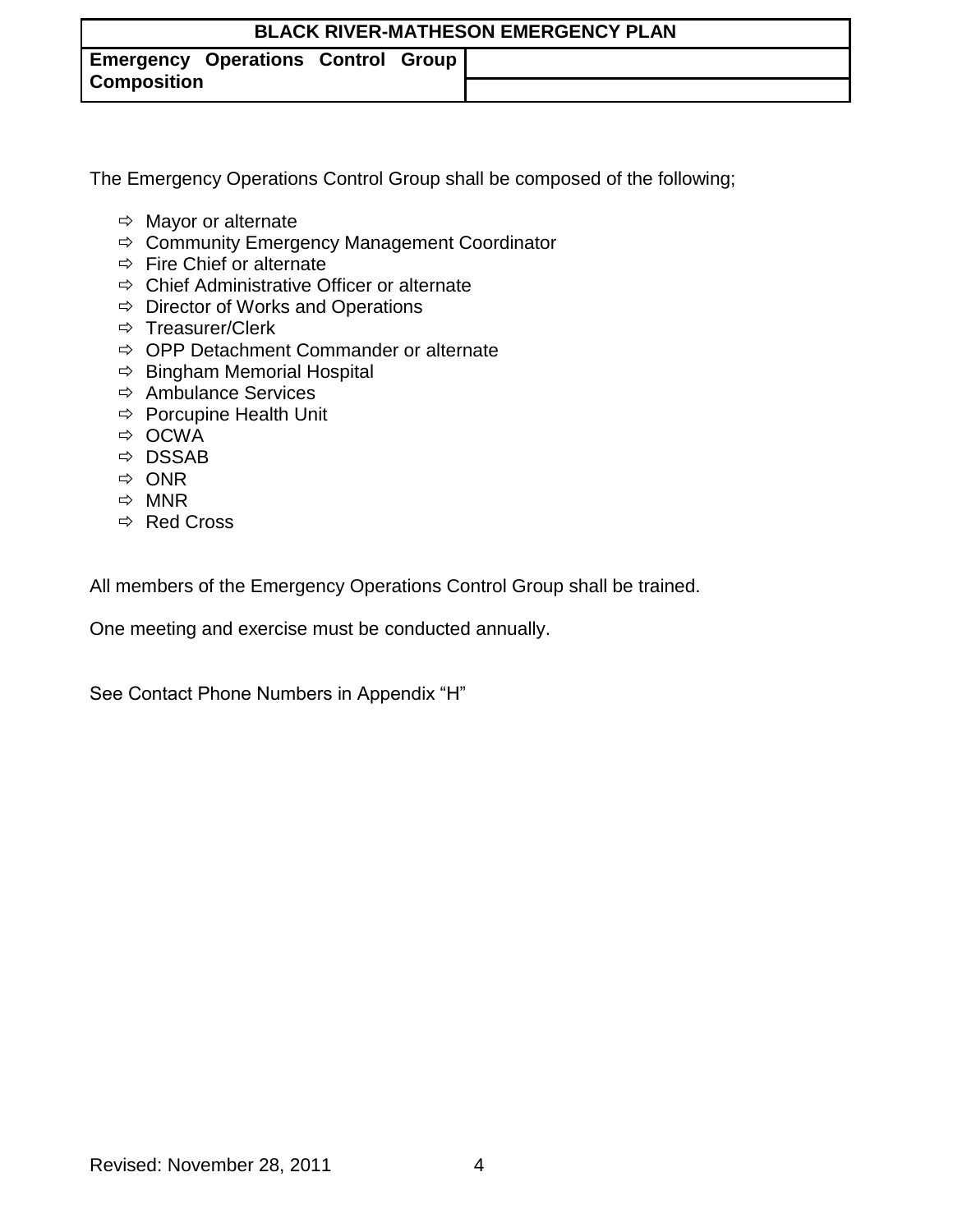## Emergency Operations Control Group Composition

The Emergency Operations Control Group shall be composed of the following;

- Mayor or alternate
- Community Emergency Management Coordinator
- Fire Chief or alternate
- Chief Administrative Officer or alternate
- Director of Works and Operations
- Treasurer/Clerk
- OPP Detachment Commander or alternate
- Bingham Memorial Hospital
- Ambulance Services
- Porcupine Health Unit
- OCWA
- DSSAB
- ONR
- MNR
- Red Cross

All members of the Emergency Operations Control Group shall be trained.

One meeting and exercise must be conducted annually.

See Contact Phone Numbers in Appendix "H"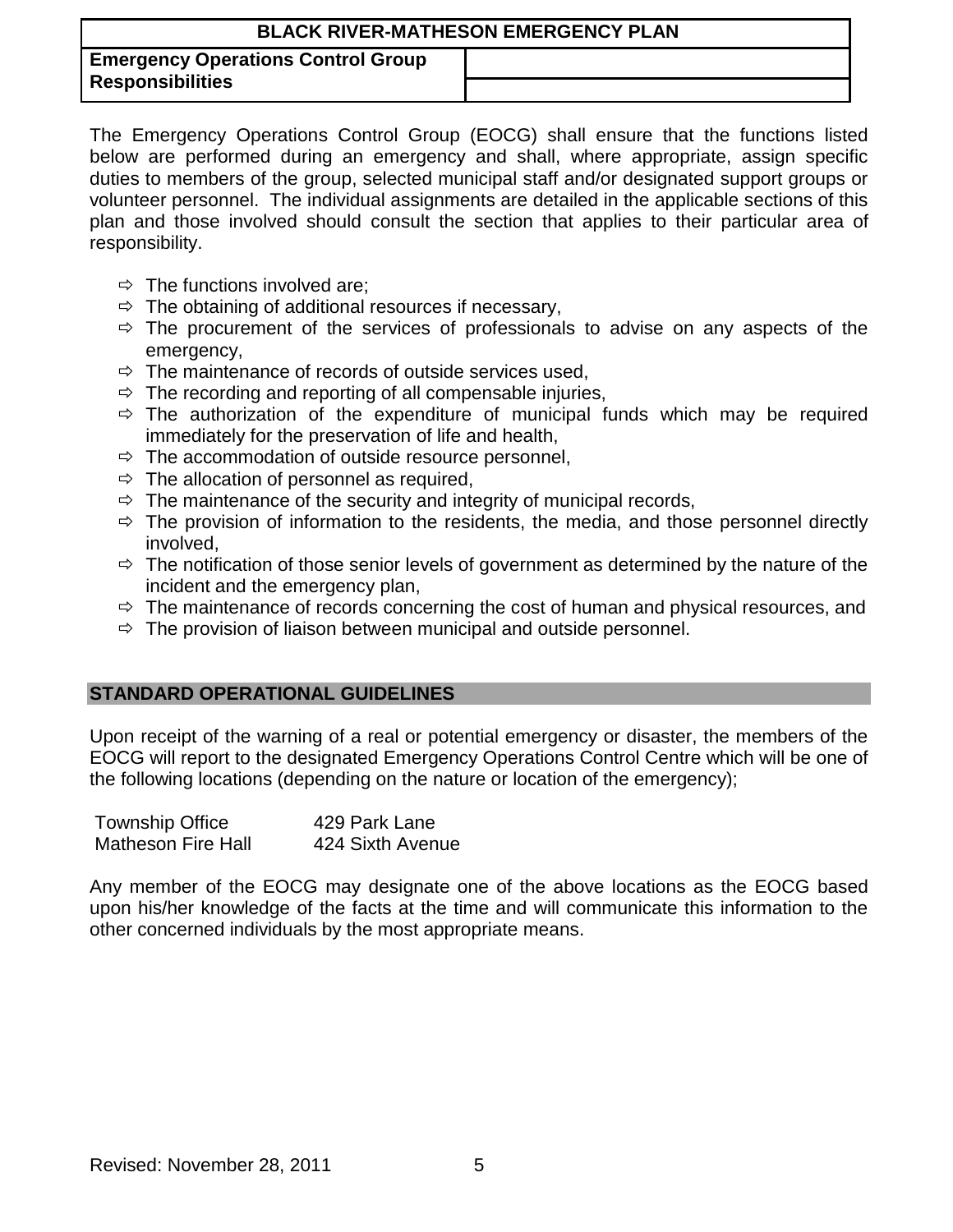## Emergency Operations Control Group Responsibilities

The Emergency Operations Control Group (EOCG) shall ensure that the functions listed below are performed during an emergency and shall, where appropriate, assign specific duties to members of the group, selected municipal staff and/or designated support groups or volunteer personnel. The individual assignments are detailed in the applicable sections of this plan and those involved should consult the section that applies to their particular area of responsibility.

- ⇨ The functions involved are;
- ⇨ The obtaining of additional resources if necessary,
- ⇨ The procurement of the services of professionals to advise on any aspects of the emergency,
- ⇨ The maintenance of records of outside services used,
- ⇨ The recording and reporting of all compensable injuries,
- ⇨ The authorization of the expenditure of municipal funds which may be required immediately for the preservation of life and health,
- ⇨ The accommodation of outside resource personnel,
- ⇨ The allocation of personnel as required,
- ⇨ The maintenance of the security and integrity of municipal records,
- ⇨ The provision of information to the residents, the media, and those personnel directly involved,
- ⇨ The notification of those senior levels of government as determined by the nature of the incident and the emergency plan,
- ⇨ The maintenance of records concerning the cost of human and physical resources, and
- ⇨ The provision of liaison between municipal and outside personnel.

## STANDARD OPERATIONAL GUIDELINES

Upon receipt of the warning of a real or potential emergency or disaster, the members of the EOCG will report to the designated Emergency Operations Control Centre which will be one of the following locations (depending on the nature or location of the emergency);

| | |
|---|---|
| Township Office | 429 Park Lane |
| Matheson Fire Hall | 424 Sixth Avenue |

Any member of the EOCG may designate one of the above locations as the EOCG based upon his/her knowledge of the facts at the time and will communicate this information to the other concerned individuals by the most appropriate means.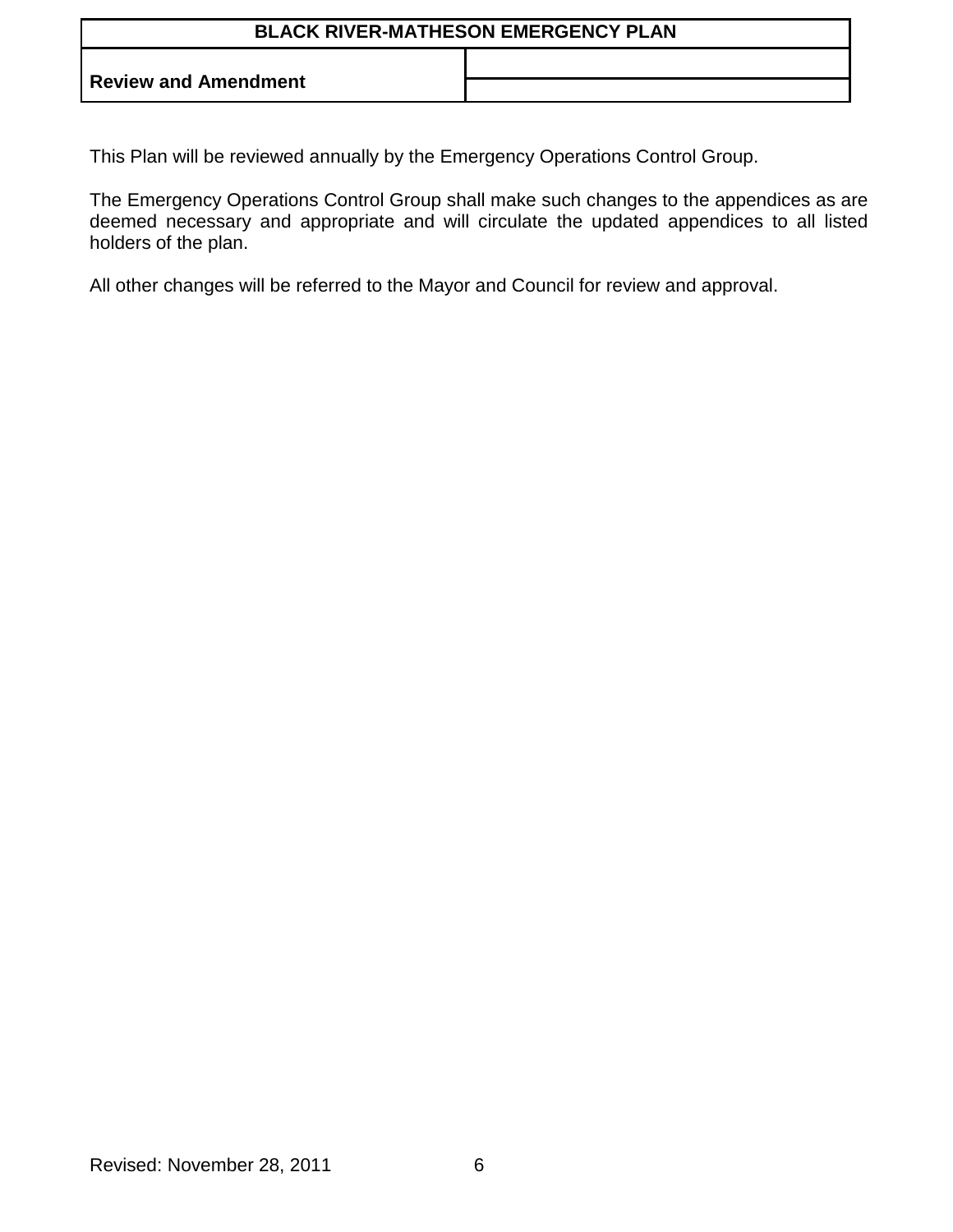## Review and Amendment

This Plan will be reviewed annually by the Emergency Operations Control Group.

The Emergency Operations Control Group shall make such changes to the appendices as are deemed necessary and appropriate and will circulate the updated appendices to all listed holders of the plan.

All other changes will be referred to the Mayor and Council for review and approval.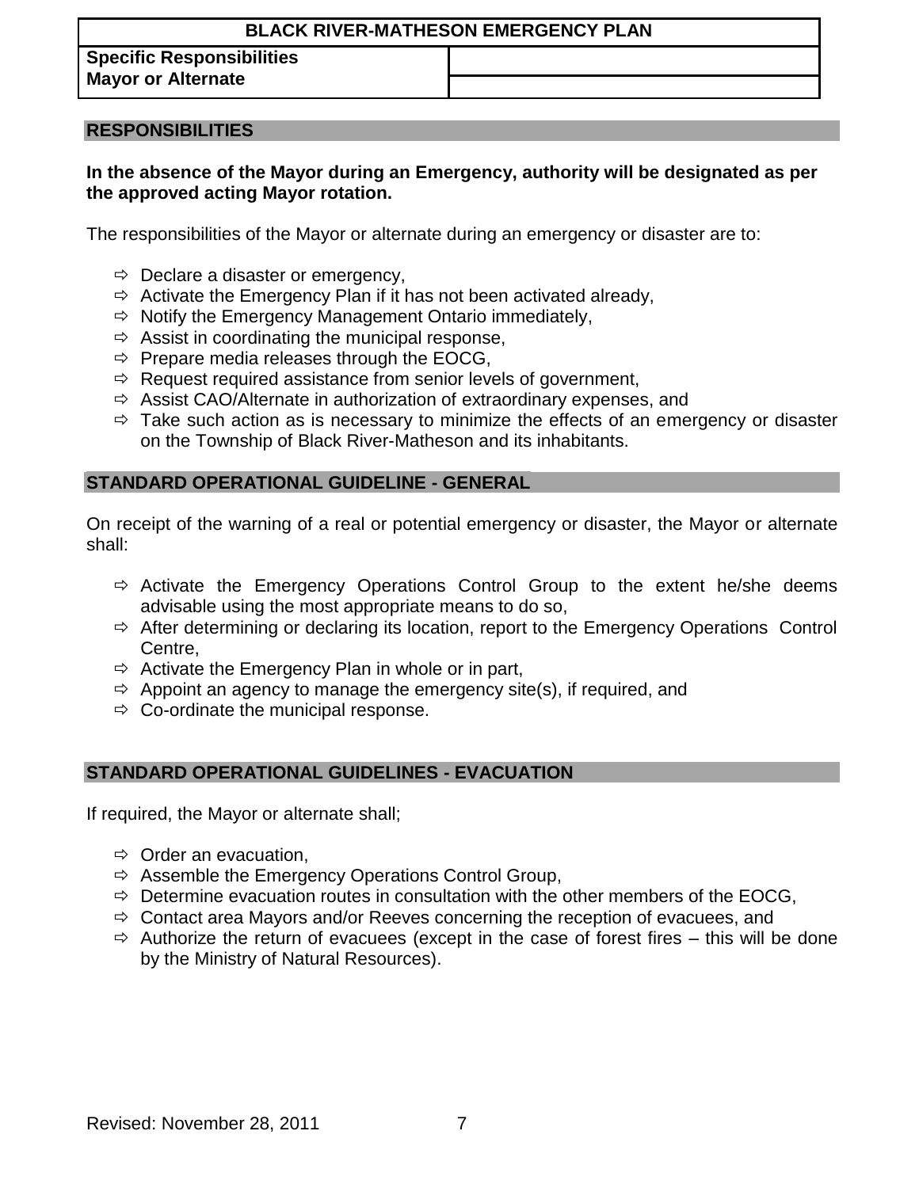| BLACK RIVER-MATHESON EMERGENCY PLAN | |
|---|---|
| **Specific Responsibilities** **Mayor or Alternate** | |

## RESPONSIBILITIES

**In the absence of the Mayor during an Emergency, authority will be designated as per the approved acting Mayor rotation.**

The responsibilities of the Mayor or alternate during an emergency or disaster are to:

- ⇨ Declare a disaster or emergency,
- ⇨ Activate the Emergency Plan if it has not been activated already,
- ⇨ Notify the Emergency Management Ontario immediately,
- ⇨ Assist in coordinating the municipal response,
- ⇨ Prepare media releases through the EOCG,
- ⇨ Request required assistance from senior levels of government,
- ⇨ Assist CAO/Alternate in authorization of extraordinary expenses, and
- ⇨ Take such action as is necessary to minimize the effects of an emergency or disaster on the Township of Black River-Matheson and its inhabitants.

## STANDARD OPERATIONAL GUIDELINE - GENERAL

On receipt of the warning of a real or potential emergency or disaster, the Mayor or alternate shall:

- ⇨ Activate the Emergency Operations Control Group to the extent he/she deems advisable using the most appropriate means to do so,
- ⇨ After determining or declaring its location, report to the Emergency Operations Control Centre,
- ⇨ Activate the Emergency Plan in whole or in part,
- ⇨ Appoint an agency to manage the emergency site(s), if required, and
- ⇨ Co-ordinate the municipal response.

## STANDARD OPERATIONAL GUIDELINES - EVACUATION

If required, the Mayor or alternate shall;

- ⇨ Order an evacuation,
- ⇨ Assemble the Emergency Operations Control Group,
- ⇨ Determine evacuation routes in consultation with the other members of the EOCG,
- ⇨ Contact area Mayors and/or Reeves concerning the reception of evacuees, and
- ⇨ Authorize the return of evacuees (except in the case of forest fires – this will be done by the Ministry of Natural Resources).

Revised: November 28, 2011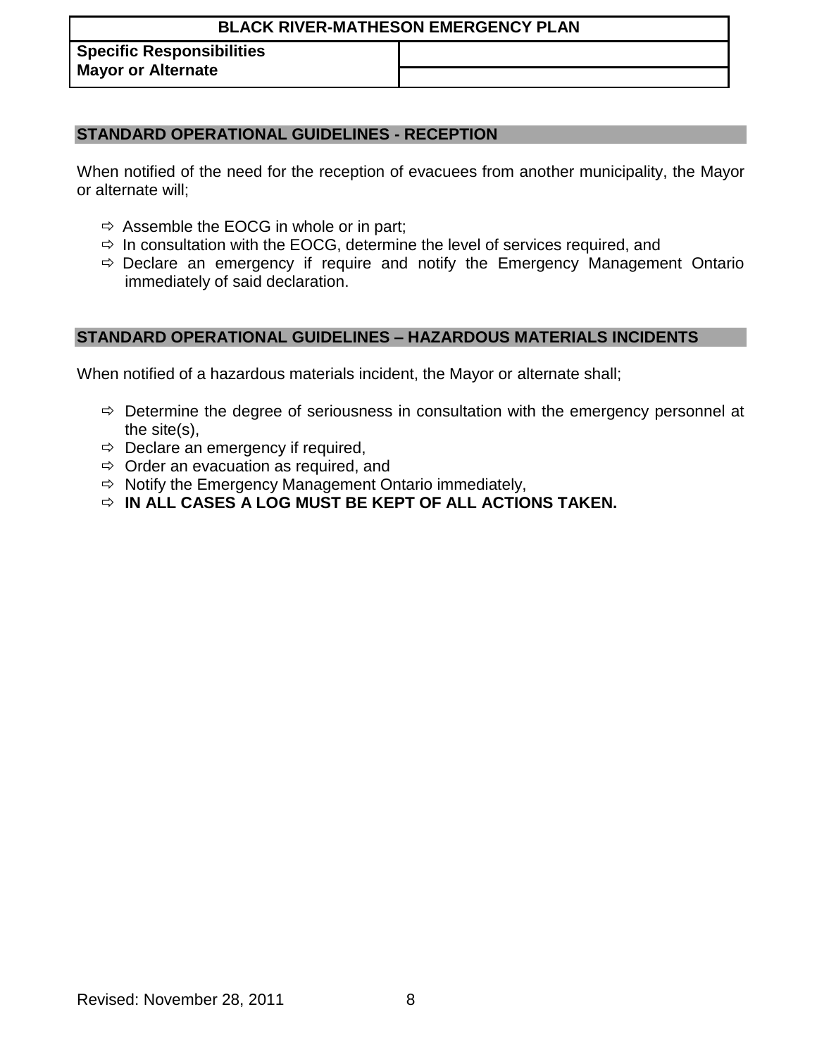| BLACK RIVER-MATHESON EMERGENCY PLAN | |
|---|---|
| **Specific Responsibilities** | |
| **Mayor or Alternate** | |

## STANDARD OPERATIONAL GUIDELINES - RECEPTION

When notified of the need for the reception of evacuees from another municipality, the Mayor or alternate will;

- ⇨ Assemble the EOCG in whole or in part;
- ⇨ In consultation with the EOCG, determine the level of services required, and
- ⇨ Declare an emergency if require and notify the Emergency Management Ontario immediately of said declaration.

## STANDARD OPERATIONAL GUIDELINES – HAZARDOUS MATERIALS INCIDENTS

When notified of a hazardous materials incident, the Mayor or alternate shall;

- ⇨ Determine the degree of seriousness in consultation with the emergency personnel at the site(s),
- ⇨ Declare an emergency if required,
- ⇨ Order an evacuation as required, and
- ⇨ Notify the Emergency Management Ontario immediately,
- ⇨ **IN ALL CASES A LOG MUST BE KEPT OF ALL ACTIONS TAKEN.**

Revised: November 28, 2011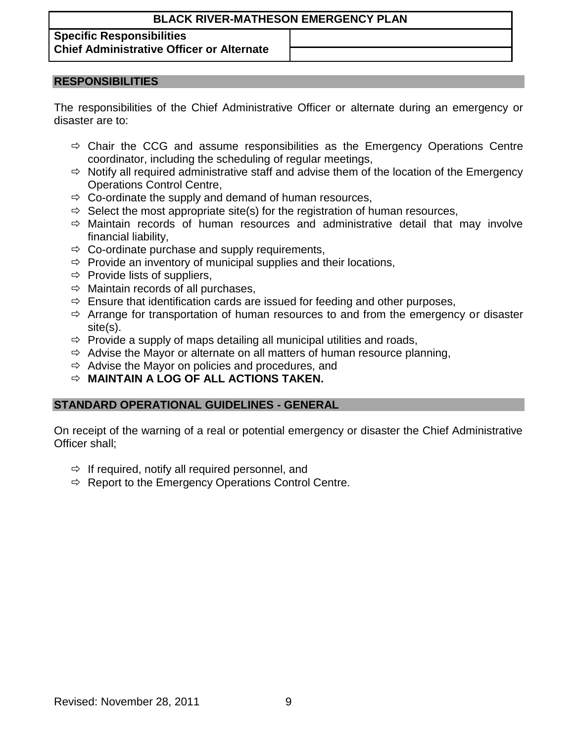## Specific Responsibilities
## Chief Administrative Officer or Alternate

### RESPONSIBILITIES

The responsibilities of the Chief Administrative Officer or alternate during an emergency or disaster are to:

- ⇨ Chair the CCG and assume responsibilities as the Emergency Operations Centre coordinator, including the scheduling of regular meetings,
- ⇨ Notify all required administrative staff and advise them of the location of the Emergency Operations Control Centre,
- ⇨ Co-ordinate the supply and demand of human resources,
- ⇨ Select the most appropriate site(s) for the registration of human resources,
- ⇨ Maintain records of human resources and administrative detail that may involve financial liability,
- ⇨ Co-ordinate purchase and supply requirements,
- ⇨ Provide an inventory of municipal supplies and their locations,
- ⇨ Provide lists of suppliers,
- ⇨ Maintain records of all purchases,
- ⇨ Ensure that identification cards are issued for feeding and other purposes,
- ⇨ Arrange for transportation of human resources to and from the emergency or disaster site(s).
- ⇨ Provide a supply of maps detailing all municipal utilities and roads,
- ⇨ Advise the Mayor or alternate on all matters of human resource planning,
- ⇨ Advise the Mayor on policies and procedures, and
- ⇨ **MAINTAIN A LOG OF ALL ACTIONS TAKEN.**

### STANDARD OPERATIONAL GUIDELINES - GENERAL

On receipt of the warning of a real or potential emergency or disaster the Chief Administrative Officer shall;

- ⇨ If required, notify all required personnel, and
- ⇨ Report to the Emergency Operations Control Centre.

Revised: November 28, 2011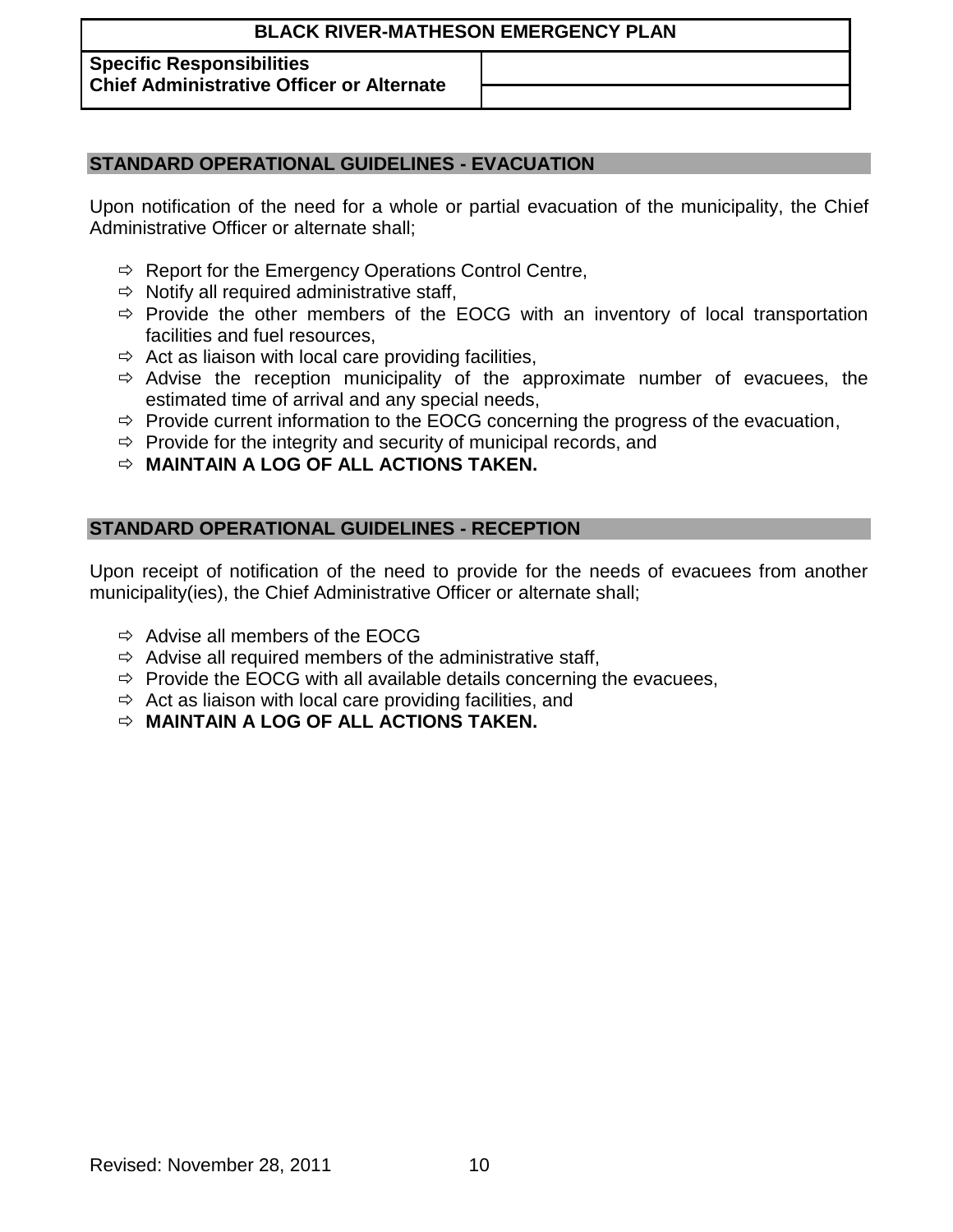## Specific Responsibilities
## Chief Administrative Officer or Alternate

### STANDARD OPERATIONAL GUIDELINES - EVACUATION

Upon notification of the need for a whole or partial evacuation of the municipality, the Chief Administrative Officer or alternate shall;

- ⇨ Report for the Emergency Operations Control Centre,
- ⇨ Notify all required administrative staff,
- ⇨ Provide the other members of the EOCG with an inventory of local transportation facilities and fuel resources,
- ⇨ Act as liaison with local care providing facilities,
- ⇨ Advise the reception municipality of the approximate number of evacuees, the estimated time of arrival and any special needs,
- ⇨ Provide current information to the EOCG concerning the progress of the evacuation,
- ⇨ Provide for the integrity and security of municipal records, and
- ⇨ **MAINTAIN A LOG OF ALL ACTIONS TAKEN.**

### STANDARD OPERATIONAL GUIDELINES - RECEPTION

Upon receipt of notification of the need to provide for the needs of evacuees from another municipality(ies), the Chief Administrative Officer or alternate shall;

- ⇨ Advise all members of the EOCG
- ⇨ Advise all required members of the administrative staff,
- ⇨ Provide the EOCG with all available details concerning the evacuees,
- ⇨ Act as liaison with local care providing facilities, and
- ⇨ **MAINTAIN A LOG OF ALL ACTIONS TAKEN.**

Revised: November 28, 2011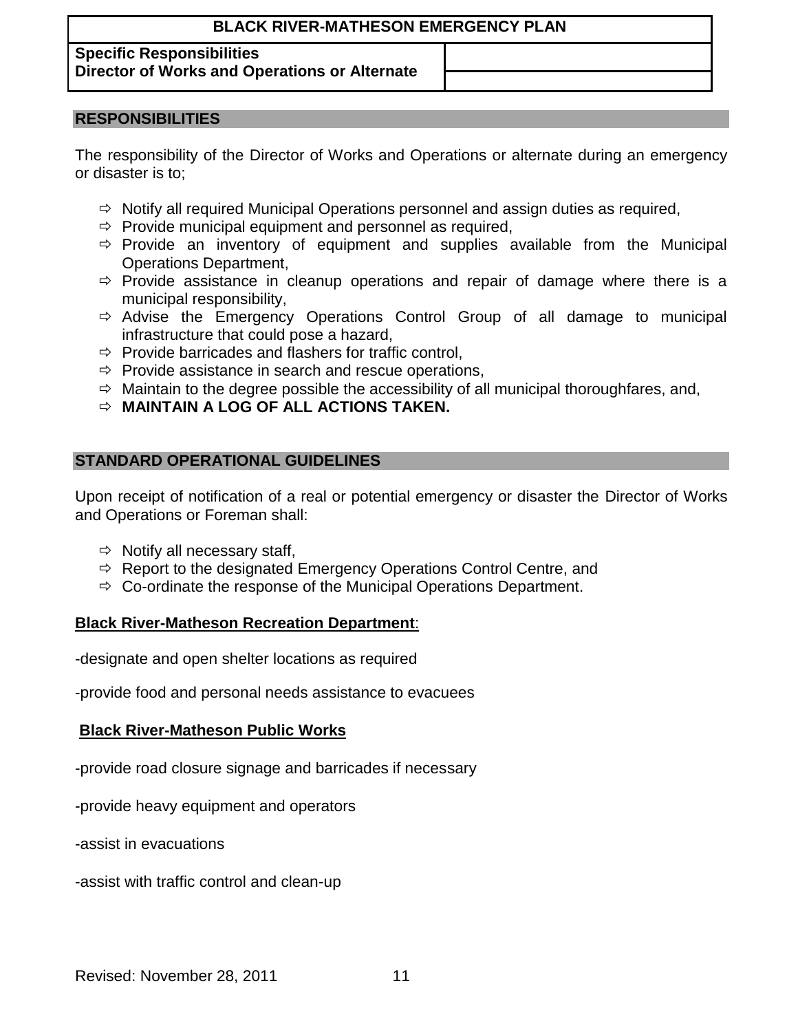| BLACK RIVER-MATHESON EMERGENCY PLAN | |
|---|---|
| **Specific Responsibilities**<br>**Director of Works and Operations or Alternate** | |

## RESPONSIBILITIES

The responsibility of the Director of Works and Operations or alternate during an emergency or disaster is to;

- ⇨ Notify all required Municipal Operations personnel and assign duties as required,
- ⇨ Provide municipal equipment and personnel as required,
- ⇨ Provide an inventory of equipment and supplies available from the Municipal Operations Department,
- ⇨ Provide assistance in cleanup operations and repair of damage where there is a municipal responsibility,
- ⇨ Advise the Emergency Operations Control Group of all damage to municipal infrastructure that could pose a hazard,
- ⇨ Provide barricades and flashers for traffic control,
- ⇨ Provide assistance in search and rescue operations,
- ⇨ Maintain to the degree possible the accessibility of all municipal thoroughfares, and,
- ⇨ **MAINTAIN A LOG OF ALL ACTIONS TAKEN.**

## STANDARD OPERATIONAL GUIDELINES

Upon receipt of notification of a real or potential emergency or disaster the Director of Works and Operations or Foreman shall:

- ⇨ Notify all necessary staff,
- ⇨ Report to the designated Emergency Operations Control Centre, and
- ⇨ Co-ordinate the response of the Municipal Operations Department.

**Black River-Matheson Recreation Department**:

-designate and open shelter locations as required

-provide food and personal needs assistance to evacuees

**Black River-Matheson Public Works**

-provide road closure signage and barricades if necessary

-provide heavy equipment and operators

-assist in evacuations

-assist with traffic control and clean-up

Revised: November 28, 2011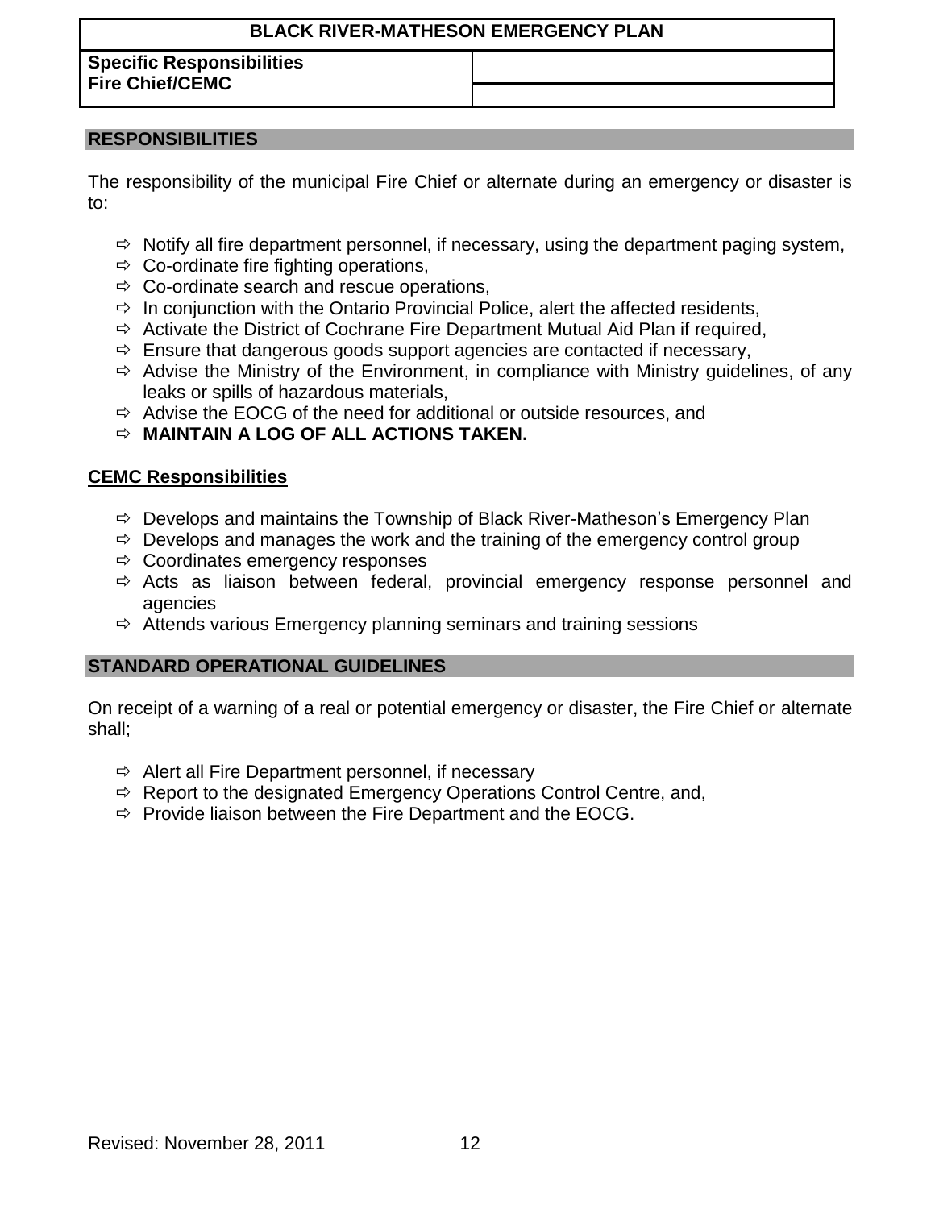| BLACK RIVER-MATHESON EMERGENCY PLAN | |
|---|---|
| **Specific Responsibilities** **Fire Chief/CEMC** | |

## RESPONSIBILITIES

The responsibility of the municipal Fire Chief or alternate during an emergency or disaster is to:

- ⇨ Notify all fire department personnel, if necessary, using the department paging system,
- ⇨ Co-ordinate fire fighting operations,
- ⇨ Co-ordinate search and rescue operations,
- ⇨ In conjunction with the Ontario Provincial Police, alert the affected residents,
- ⇨ Activate the District of Cochrane Fire Department Mutual Aid Plan if required,
- ⇨ Ensure that dangerous goods support agencies are contacted if necessary,
- ⇨ Advise the Ministry of the Environment, in compliance with Ministry guidelines, of any leaks or spills of hazardous materials,
- ⇨ Advise the EOCG of the need for additional or outside resources, and
- ⇨ **MAINTAIN A LOG OF ALL ACTIONS TAKEN.**

### CEMC Responsibilities

- ⇨ Develops and maintains the Township of Black River-Matheson's Emergency Plan
- ⇨ Develops and manages the work and the training of the emergency control group
- ⇨ Coordinates emergency responses
- ⇨ Acts as liaison between federal, provincial emergency response personnel and agencies
- ⇨ Attends various Emergency planning seminars and training sessions

## STANDARD OPERATIONAL GUIDELINES

On receipt of a warning of a real or potential emergency or disaster, the Fire Chief or alternate shall;

- ⇨ Alert all Fire Department personnel, if necessary
- ⇨ Report to the designated Emergency Operations Control Centre, and,
- ⇨ Provide liaison between the Fire Department and the EOCG.

Revised: November 28, 2011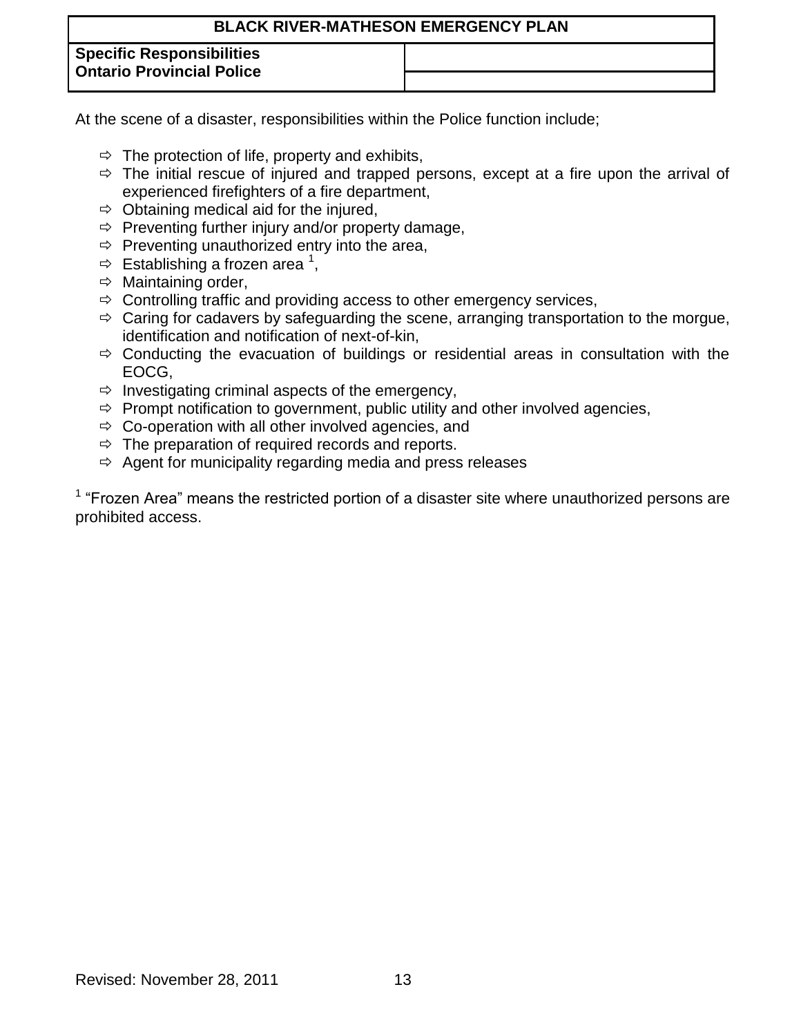**Specific Responsibilities**
**Ontario Provincial Police**

At the scene of a disaster, responsibilities within the Police function include;

- The protection of life, property and exhibits,
- The initial rescue of injured and trapped persons, except at a fire upon the arrival of experienced firefighters of a fire department,
- Obtaining medical aid for the injured,
- Preventing further injury and/or property damage,
- Preventing unauthorized entry into the area,
- Establishing a frozen area [1],
- Maintaining order,
- Controlling traffic and providing access to other emergency services,
- Caring for cadavers by safeguarding the scene, arranging transportation to the morgue, identification and notification of next-of-kin,
- Conducting the evacuation of buildings or residential areas in consultation with the EOCG,
- Investigating criminal aspects of the emergency,
- Prompt notification to government, public utility and other involved agencies,
- Co-operation with all other involved agencies, and
- The preparation of required records and reports.
- Agent for municipality regarding media and press releases

[1] "Frozen Area" means the restricted portion of a disaster site where unauthorized persons are prohibited access.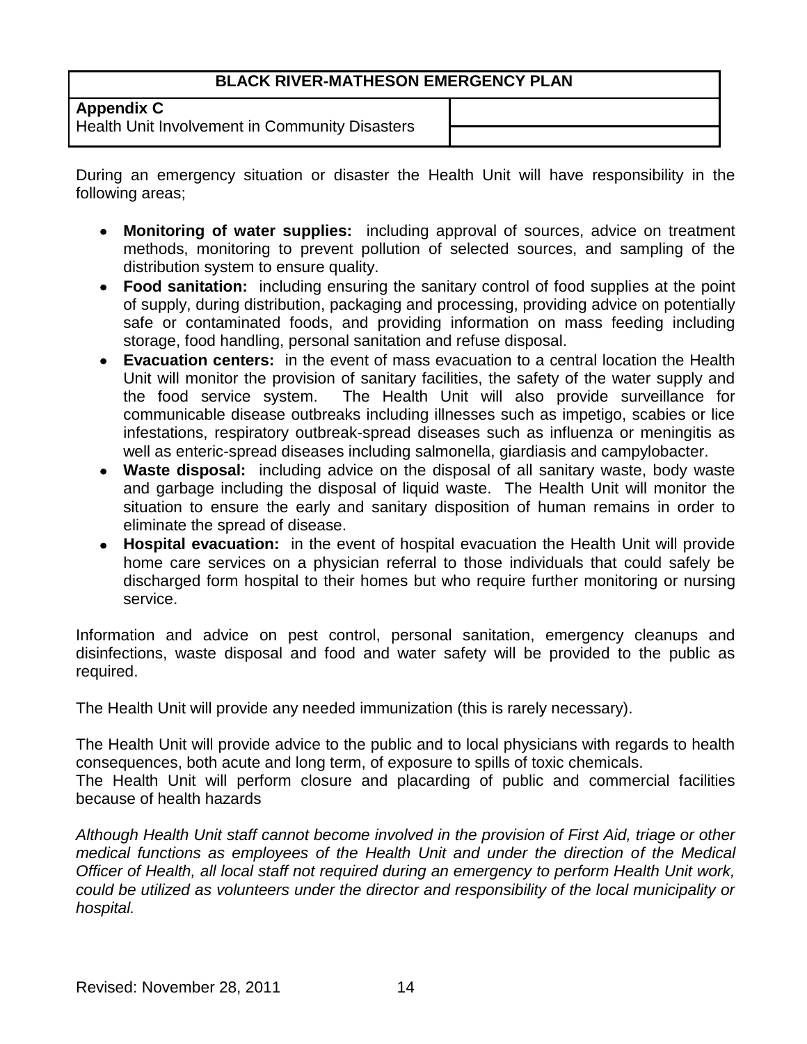| BLACK RIVER-MATHESON EMERGENCY PLAN | |
| --- | --- |
| **Appendix C**<br>Health Unit Involvement in Community Disasters | |

During an emergency situation or disaster the Health Unit will have responsibility in the following areas;

- **Monitoring of water supplies:** including approval of sources, advice on treatment methods, monitoring to prevent pollution of selected sources, and sampling of the distribution system to ensure quality.
- **Food sanitation:** including ensuring the sanitary control of food supplies at the point of supply, during distribution, packaging and processing, providing advice on potentially safe or contaminated foods, and providing information on mass feeding including storage, food handling, personal sanitation and refuse disposal.
- **Evacuation centers:** in the event of mass evacuation to a central location the Health Unit will monitor the provision of sanitary facilities, the safety of the water supply and the food service system. The Health Unit will also provide surveillance for communicable disease outbreaks including illnesses such as impetigo, scabies or lice infestations, respiratory outbreak-spread diseases such as influenza or meningitis as well as enteric-spread diseases including salmonella, giardiasis and campylobacter.
- **Waste disposal:** including advice on the disposal of all sanitary waste, body waste and garbage including the disposal of liquid waste. The Health Unit will monitor the situation to ensure the early and sanitary disposition of human remains in order to eliminate the spread of disease.
- **Hospital evacuation:** in the event of hospital evacuation the Health Unit will provide home care services on a physician referral to those individuals that could safely be discharged form hospital to their homes but who require further monitoring or nursing service.

Information and advice on pest control, personal sanitation, emergency cleanups and disinfections, waste disposal and food and water safety will be provided to the public as required.

The Health Unit will provide any needed immunization (this is rarely necessary).

The Health Unit will provide advice to the public and to local physicians with regards to health consequences, both acute and long term, of exposure to spills of toxic chemicals.
The Health Unit will perform closure and placarding of public and commercial facilities because of health hazards

*Although Health Unit staff cannot become involved in the provision of First Aid, triage or other medical functions as employees of the Health Unit and under the direction of the Medical Officer of Health, all local staff not required during an emergency to perform Health Unit work, could be utilized as volunteers under the director and responsibility of the local municipality or hospital.*

Revised: November 28, 2011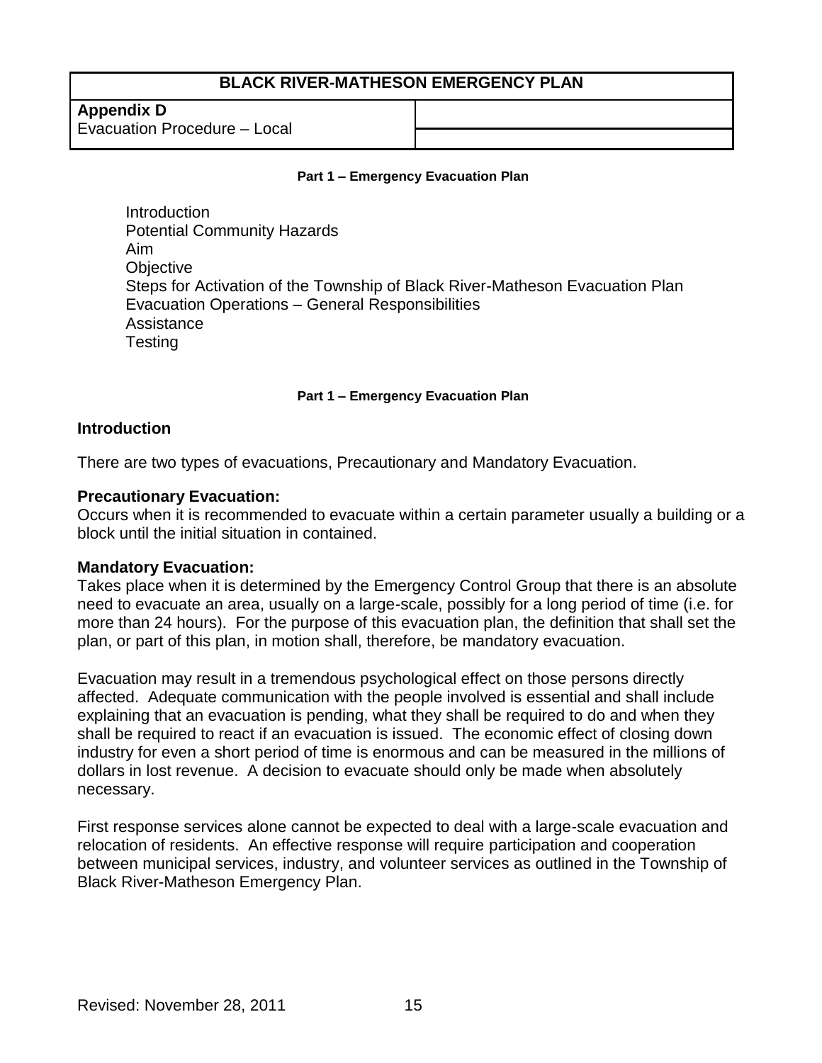| BLACK RIVER-MATHESON EMERGENCY PLAN | |
|---|---|
| **Appendix D**<br>Evacuation Procedure – Local | |

**Part 1 – Emergency Evacuation Plan**

- Introduction
- Potential Community Hazards
- Aim
- Objective
- Steps for Activation of the Township of Black River-Matheson Evacuation Plan
- Evacuation Operations – General Responsibilities
- Assistance
- Testing

**Part 1 – Emergency Evacuation Plan**

## Introduction

There are two types of evacuations, Precautionary and Mandatory Evacuation.

### Precautionary Evacuation:

Occurs when it is recommended to evacuate within a certain parameter usually a building or a block until the initial situation in contained.

### Mandatory Evacuation:

Takes place when it is determined by the Emergency Control Group that there is an absolute need to evacuate an area, usually on a large-scale, possibly for a long period of time (i.e. for more than 24 hours). For the purpose of this evacuation plan, the definition that shall set the plan, or part of this plan, in motion shall, therefore, be mandatory evacuation.

Evacuation may result in a tremendous psychological effect on those persons directly affected. Adequate communication with the people involved is essential and shall include explaining that an evacuation is pending, what they shall be required to do and when they shall be required to react if an evacuation is issued. The economic effect of closing down industry for even a short period of time is enormous and can be measured in the millions of dollars in lost revenue. A decision to evacuate should only be made when absolutely necessary.

First response services alone cannot be expected to deal with a large-scale evacuation and relocation of residents. An effective response will require participation and cooperation between municipal services, industry, and volunteer services as outlined in the Township of Black River-Matheson Emergency Plan.

Revised: November 28, 2011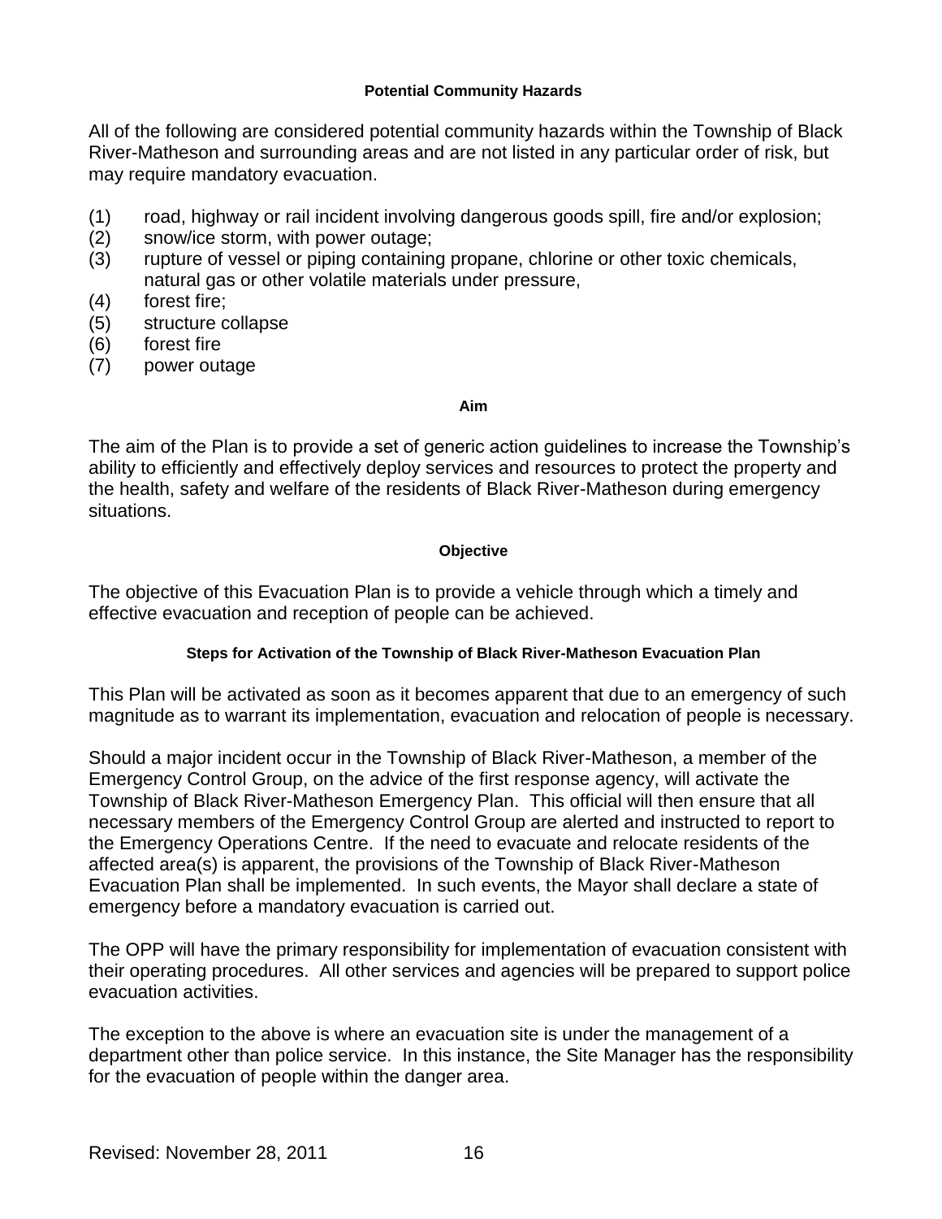### Potential Community Hazards

All of the following are considered potential community hazards within the Township of Black River-Matheson and surrounding areas and are not listed in any particular order of risk, but may require mandatory evacuation.

(1) road, highway or rail incident involving dangerous goods spill, fire and/or explosion;
(2) snow/ice storm, with power outage;
(3) rupture of vessel or piping containing propane, chlorine or other toxic chemicals, natural gas or other volatile materials under pressure,
(4) forest fire;
(5) structure collapse
(6) forest fire
(7) power outage

### Aim

The aim of the Plan is to provide a set of generic action guidelines to increase the Township's ability to efficiently and effectively deploy services and resources to protect the property and the health, safety and welfare of the residents of Black River-Matheson during emergency situations.

### Objective

The objective of this Evacuation Plan is to provide a vehicle through which a timely and effective evacuation and reception of people can be achieved.

### Steps for Activation of the Township of Black River-Matheson Evacuation Plan

This Plan will be activated as soon as it becomes apparent that due to an emergency of such magnitude as to warrant its implementation, evacuation and relocation of people is necessary.

Should a major incident occur in the Township of Black River-Matheson, a member of the Emergency Control Group, on the advice of the first response agency, will activate the Township of Black River-Matheson Emergency Plan. This official will then ensure that all necessary members of the Emergency Control Group are alerted and instructed to report to the Emergency Operations Centre. If the need to evacuate and relocate residents of the affected area(s) is apparent, the provisions of the Township of Black River-Matheson Evacuation Plan shall be implemented. In such events, the Mayor shall declare a state of emergency before a mandatory evacuation is carried out.

The OPP will have the primary responsibility for implementation of evacuation consistent with their operating procedures. All other services and agencies will be prepared to support police evacuation activities.

The exception to the above is where an evacuation site is under the management of a department other than police service. In this instance, the Site Manager has the responsibility for the evacuation of people within the danger area.

Revised: November 28, 2011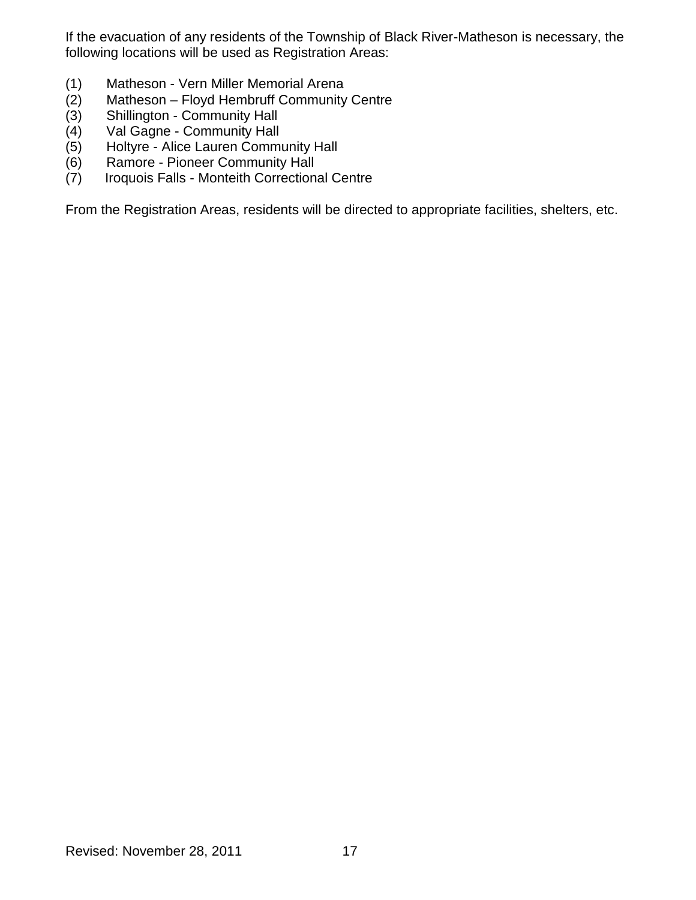If the evacuation of any residents of the Township of Black River-Matheson is necessary, the following locations will be used as Registration Areas:

(1) Matheson - Vern Miller Memorial Arena
(2) Matheson – Floyd Hembruff Community Centre
(3) Shillington - Community Hall
(4) Val Gagne - Community Hall
(5) Holtyre - Alice Lauren Community Hall
(6) Ramore - Pioneer Community Hall
(7) Iroquois Falls - Monteith Correctional Centre

From the Registration Areas, residents will be directed to appropriate facilities, shelters, etc.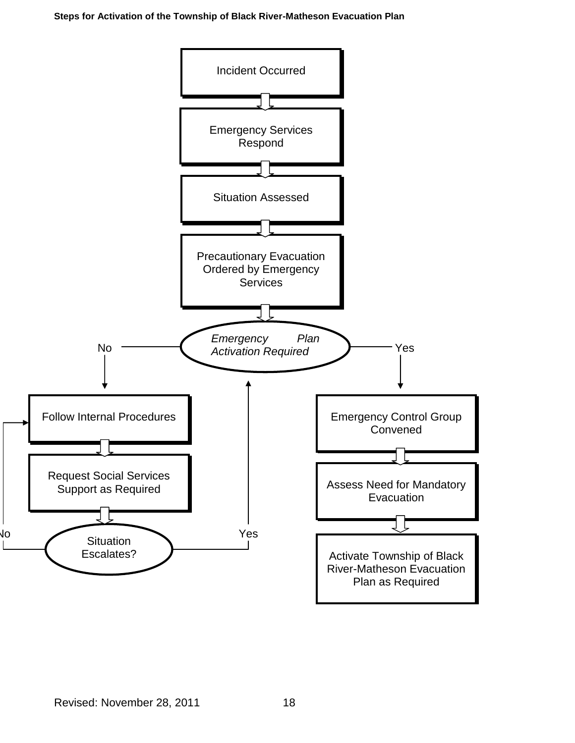**Steps for Activation of the Township of Black River-Matheson Evacuation Plan**

Incident Occurred

Emergency Services Respond

Situation Assessed

Precautionary Evacuation Ordered by Emergency Services

*Emergency Plan Activation Required*

No

Follow Internal Procedures

Request Social Services Support as Required

Situation Escalates?

No

Yes

Yes

Emergency Control Group Convened

Assess Need for Mandatory Evacuation

Activate Township of Black River-Matheson Evacuation Plan as Required

Revised: November 28, 2011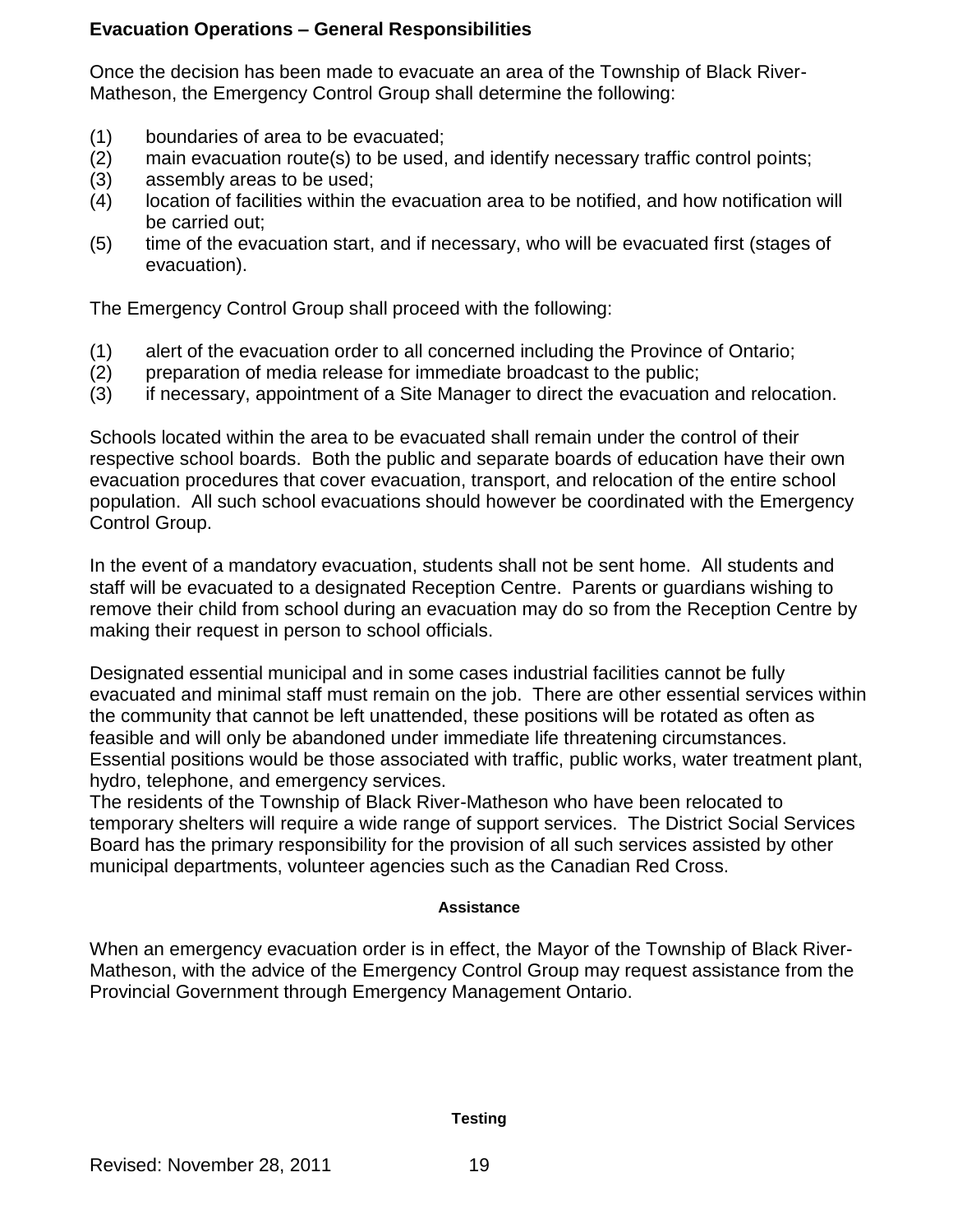## Evacuation Operations – General Responsibilities

Once the decision has been made to evacuate an area of the Township of Black River-Matheson, the Emergency Control Group shall determine the following:

(1) boundaries of area to be evacuated;
(2) main evacuation route(s) to be used, and identify necessary traffic control points;
(3) assembly areas to be used;
(4) location of facilities within the evacuation area to be notified, and how notification will be carried out;
(5) time of the evacuation start, and if necessary, who will be evacuated first (stages of evacuation).

The Emergency Control Group shall proceed with the following:

(1) alert of the evacuation order to all concerned including the Province of Ontario;
(2) preparation of media release for immediate broadcast to the public;
(3) if necessary, appointment of a Site Manager to direct the evacuation and relocation.

Schools located within the area to be evacuated shall remain under the control of their respective school boards. Both the public and separate boards of education have their own evacuation procedures that cover evacuation, transport, and relocation of the entire school population. All such school evacuations should however be coordinated with the Emergency Control Group.

In the event of a mandatory evacuation, students shall not be sent home. All students and staff will be evacuated to a designated Reception Centre. Parents or guardians wishing to remove their child from school during an evacuation may do so from the Reception Centre by making their request in person to school officials.

Designated essential municipal and in some cases industrial facilities cannot be fully evacuated and minimal staff must remain on the job. There are other essential services within the community that cannot be left unattended, these positions will be rotated as often as feasible and will only be abandoned under immediate life threatening circumstances. Essential positions would be those associated with traffic, public works, water treatment plant, hydro, telephone, and emergency services.
The residents of the Township of Black River-Matheson who have been relocated to temporary shelters will require a wide range of support services. The District Social Services Board has the primary responsibility for the provision of all such services assisted by other municipal departments, volunteer agencies such as the Canadian Red Cross.

### Assistance

When an emergency evacuation order is in effect, the Mayor of the Township of Black River-Matheson, with the advice of the Emergency Control Group may request assistance from the Provincial Government through Emergency Management Ontario.

### Testing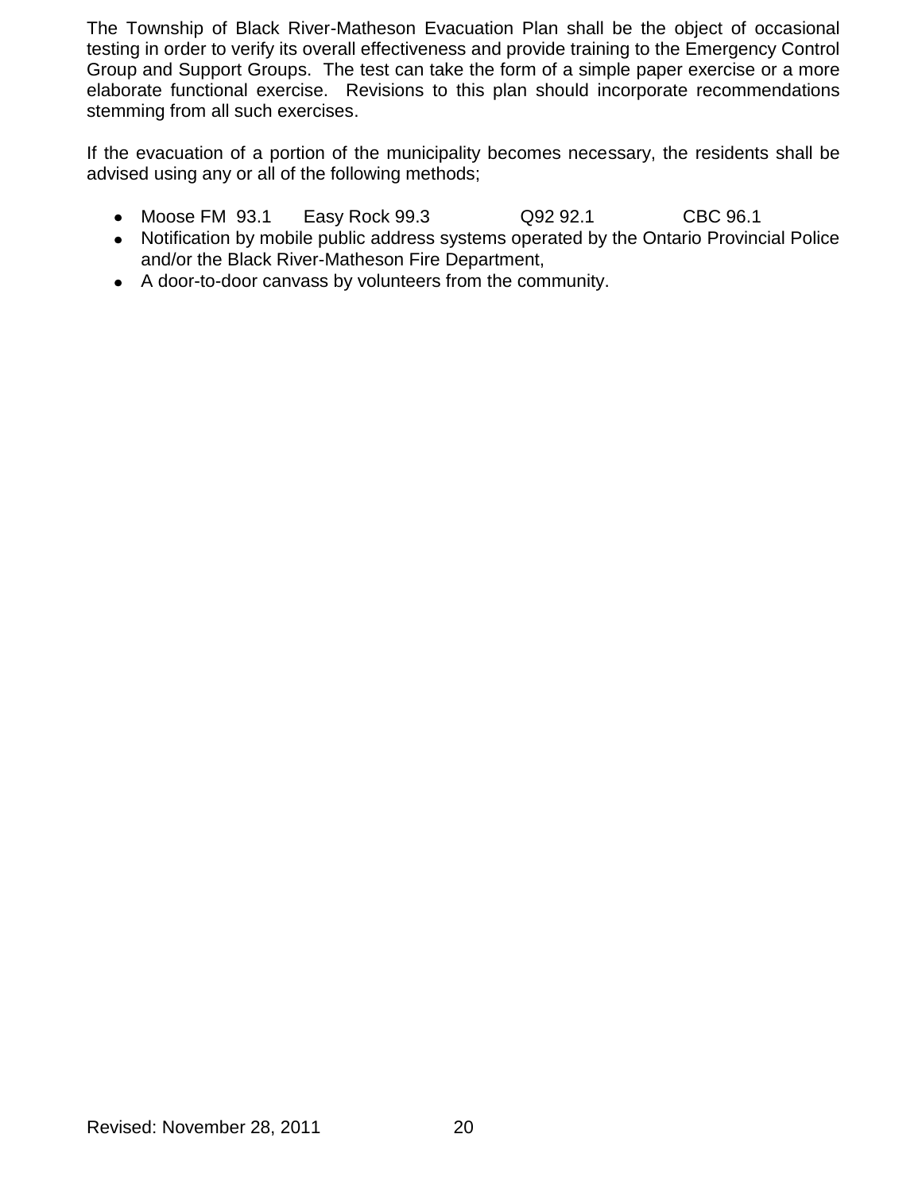The Township of Black River-Matheson Evacuation Plan shall be the object of occasional testing in order to verify its overall effectiveness and provide training to the Emergency Control Group and Support Groups. The test can take the form of a simple paper exercise or a more elaborate functional exercise. Revisions to this plan should incorporate recommendations stemming from all such exercises.

If the evacuation of a portion of the municipality becomes necessary, the residents shall be advised using any or all of the following methods;

- Moose FM 93.1 Easy Rock 99.3 Q92 92.1 CBC 96.1
- Notification by mobile public address systems operated by the Ontario Provincial Police and/or the Black River-Matheson Fire Department,
- A door-to-door canvass by volunteers from the community.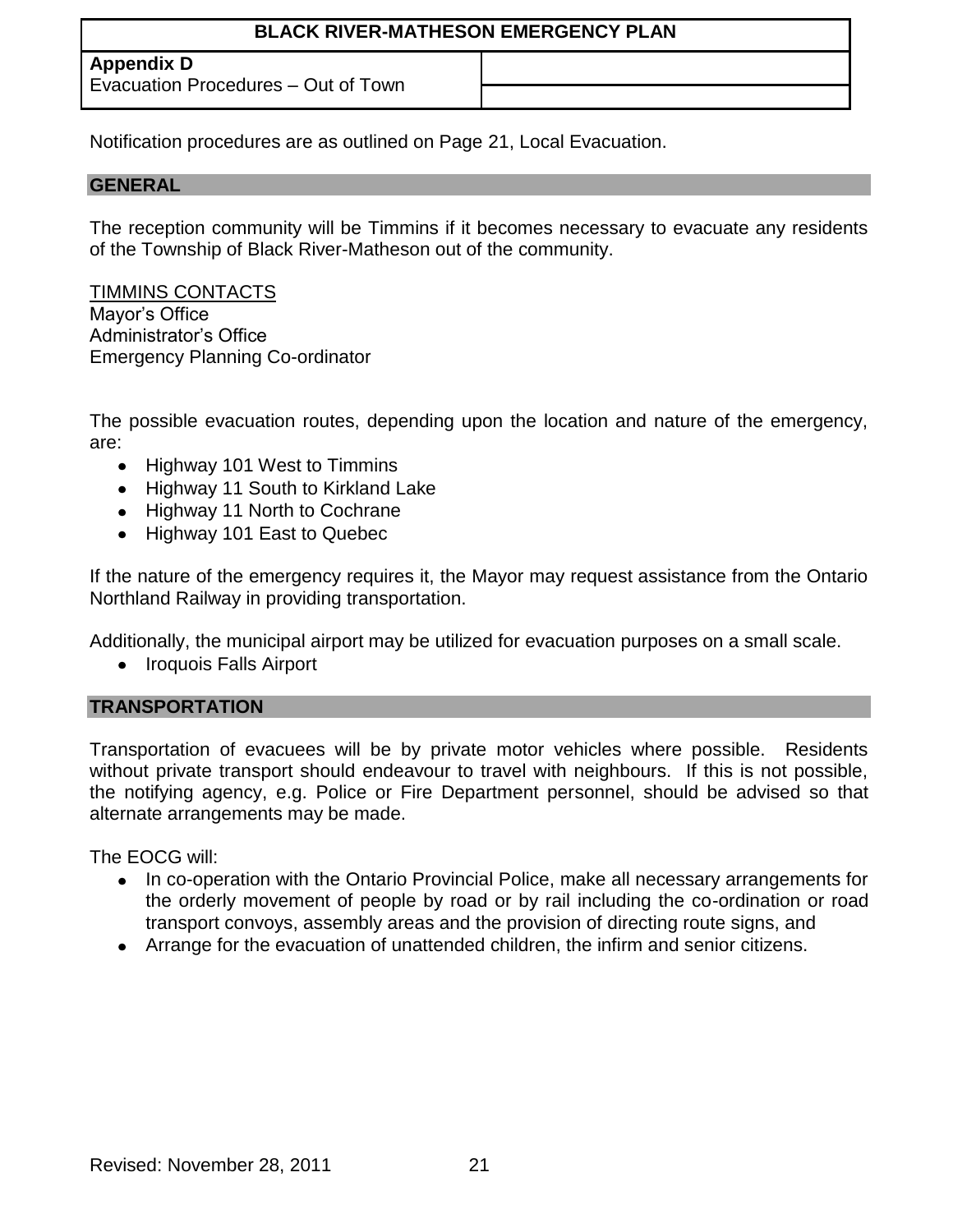## Appendix D

Evacuation Procedures – Out of Town

Notification procedures are as outlined on Page 21, Local Evacuation.

### GENERAL

The reception community will be Timmins if it becomes necessary to evacuate any residents of the Township of Black River-Matheson out of the community.

TIMMINS CONTACTS
Mayor's Office
Administrator's Office
Emergency Planning Co-ordinator

The possible evacuation routes, depending upon the location and nature of the emergency, are:

- Highway 101 West to Timmins
- Highway 11 South to Kirkland Lake
- Highway 11 North to Cochrane
- Highway 101 East to Quebec

If the nature of the emergency requires it, the Mayor may request assistance from the Ontario Northland Railway in providing transportation.

Additionally, the municipal airport may be utilized for evacuation purposes on a small scale.

- Iroquois Falls Airport

### TRANSPORTATION

Transportation of evacuees will be by private motor vehicles where possible. Residents without private transport should endeavour to travel with neighbours. If this is not possible, the notifying agency, e.g. Police or Fire Department personnel, should be advised so that alternate arrangements may be made.

The EOCG will:

- In co-operation with the Ontario Provincial Police, make all necessary arrangements for the orderly movement of people by road or by rail including the co-ordination or road transport convoys, assembly areas and the provision of directing route signs, and
- Arrange for the evacuation of unattended children, the infirm and senior citizens.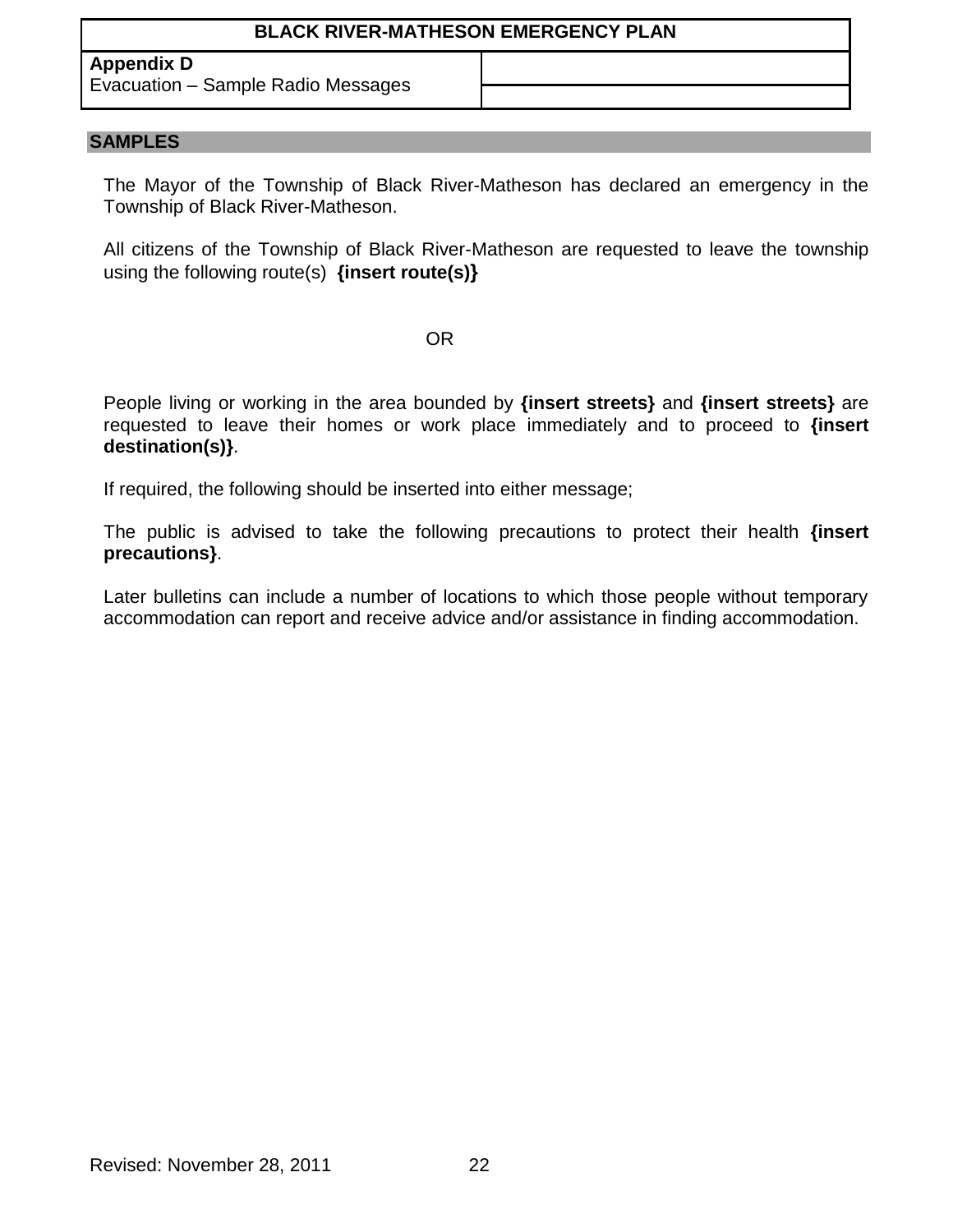## Appendix D

Evacuation – Sample Radio Messages

### SAMPLES

The Mayor of the Township of Black River-Matheson has declared an emergency in the Township of Black River-Matheson.

All citizens of the Township of Black River-Matheson are requested to leave the township using the following route(s) **{insert route(s)}**

OR

People living or working in the area bounded by **{insert streets}** and **{insert streets}** are requested to leave their homes or work place immediately and to proceed to **{insert destination(s)}**.

If required, the following should be inserted into either message;

The public is advised to take the following precautions to protect their health **{insert precautions}**.

Later bulletins can include a number of locations to which those people without temporary accommodation can report and receive advice and/or assistance in finding accommodation.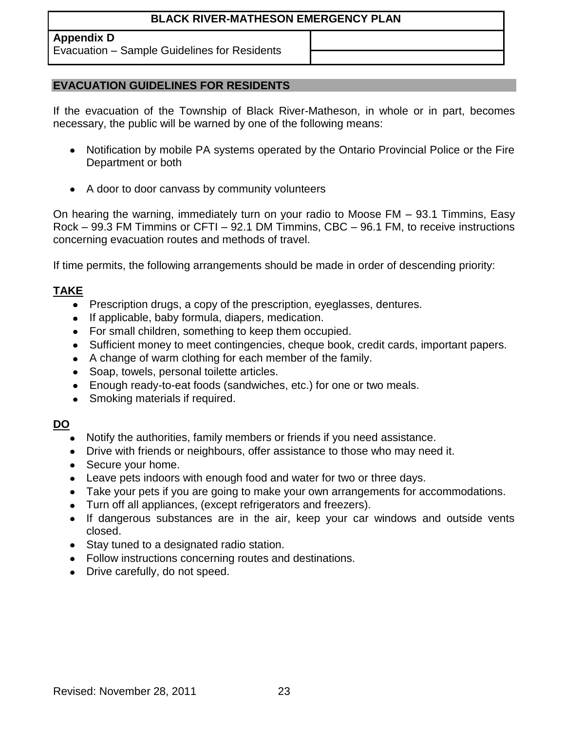**Appendix D**
Evacuation – Sample Guidelines for Residents

## EVACUATION GUIDELINES FOR RESIDENTS

If the evacuation of the Township of Black River-Matheson, in whole or in part, becomes necessary, the public will be warned by one of the following means:

- Notification by mobile PA systems operated by the Ontario Provincial Police or the Fire Department or both
- A door to door canvass by community volunteers

On hearing the warning, immediately turn on your radio to Moose FM – 93.1 Timmins, Easy Rock – 99.3 FM Timmins or CFTI – 92.1 DM Timmins, CBC – 96.1 FM, to receive instructions concerning evacuation routes and methods of travel.

If time permits, the following arrangements should be made in order of descending priority:

### TAKE

- Prescription drugs, a copy of the prescription, eyeglasses, dentures.
- If applicable, baby formula, diapers, medication.
- For small children, something to keep them occupied.
- Sufficient money to meet contingencies, cheque book, credit cards, important papers.
- A change of warm clothing for each member of the family.
- Soap, towels, personal toilette articles.
- Enough ready-to-eat foods (sandwiches, etc.) for one or two meals.
- Smoking materials if required.

### DO

- Notify the authorities, family members or friends if you need assistance.
- Drive with friends or neighbours, offer assistance to those who may need it.
- Secure your home.
- Leave pets indoors with enough food and water for two or three days.
- Take your pets if you are going to make your own arrangements for accommodations.
- Turn off all appliances, (except refrigerators and freezers).
- If dangerous substances are in the air, keep your car windows and outside vents closed.
- Stay tuned to a designated radio station.
- Follow instructions concerning routes and destinations.
- Drive carefully, do not speed.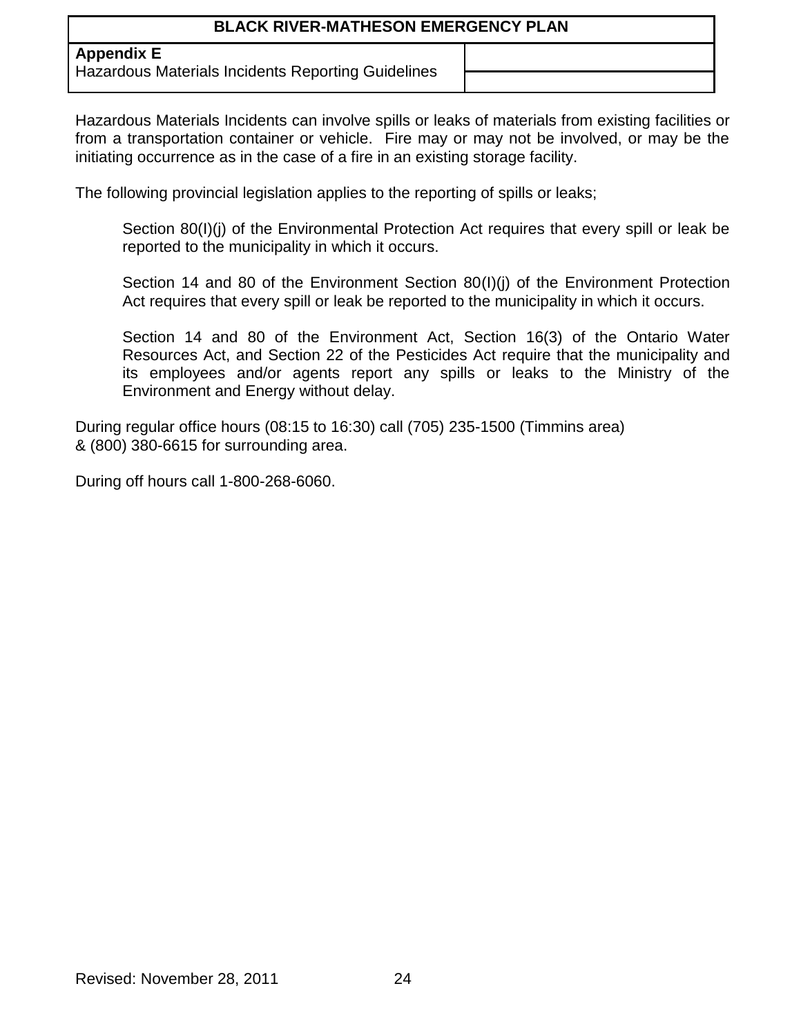## Appendix E

Hazardous Materials Incidents Reporting Guidelines

Hazardous Materials Incidents can involve spills or leaks of materials from existing facilities or from a transportation container or vehicle. Fire may or may not be involved, or may be the initiating occurrence as in the case of a fire in an existing storage facility.

The following provincial legislation applies to the reporting of spills or leaks;

> Section 80(I)(j) of the Environmental Protection Act requires that every spill or leak be reported to the municipality in which it occurs.
>
> Section 14 and 80 of the Environment Section 80(I)(j) of the Environment Protection Act requires that every spill or leak be reported to the municipality in which it occurs.
>
> Section 14 and 80 of the Environment Act, Section 16(3) of the Ontario Water Resources Act, and Section 22 of the Pesticides Act require that the municipality and its employees and/or agents report any spills or leaks to the Ministry of the Environment and Energy without delay.

During regular office hours (08:15 to 16:30) call (705) 235-1500 (Timmins area)
& (800) 380-6615 for surrounding area.

During off hours call 1-800-268-6060.

Revised: November 28, 2011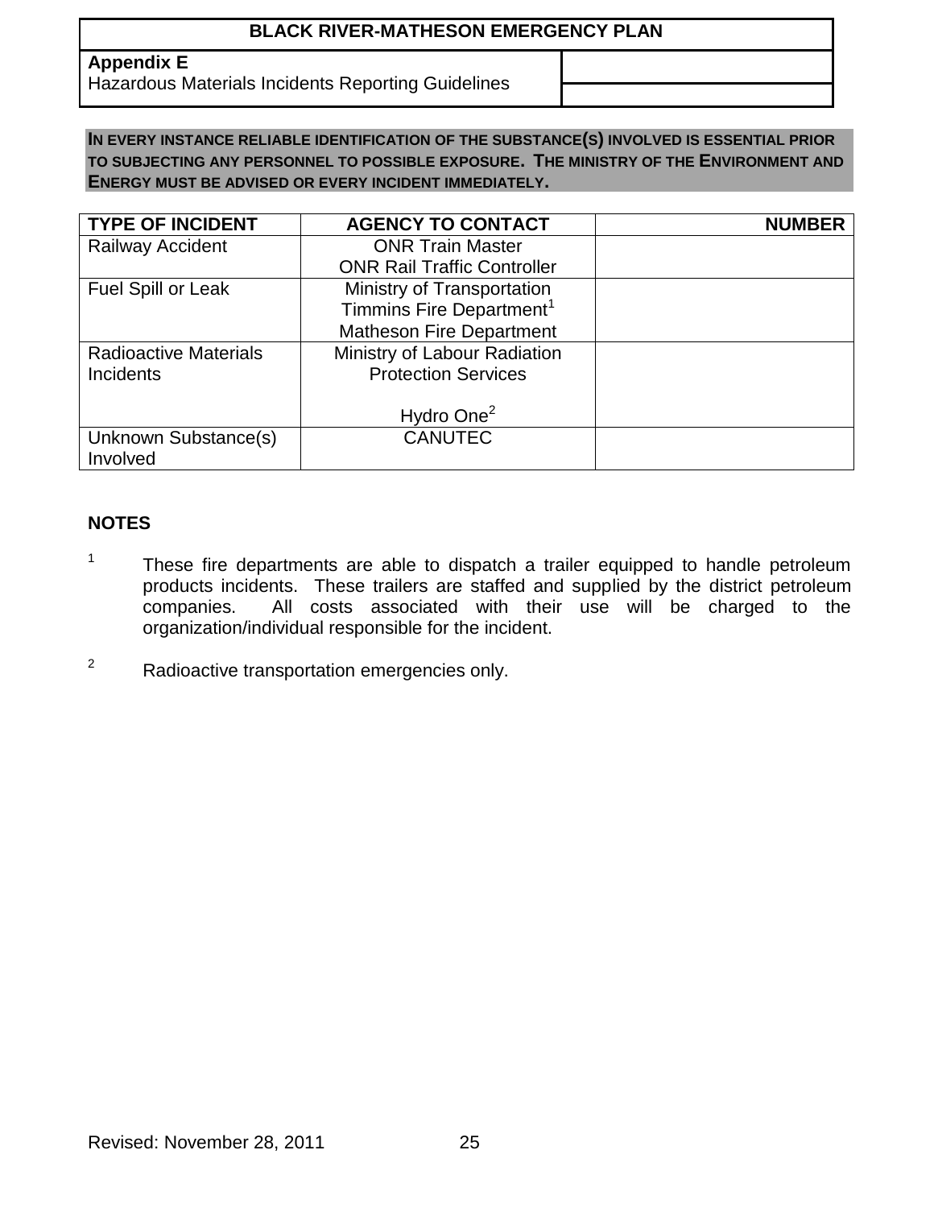| BLACK RIVER-MATHESON EMERGENCY PLAN | |
|---|---|
| **Appendix E**<br>Hazardous Materials Incidents Reporting Guidelines | |

**IN EVERY INSTANCE RELIABLE IDENTIFICATION OF THE SUBSTANCE(S) INVOLVED IS ESSENTIAL PRIOR TO SUBJECTING ANY PERSONNEL TO POSSIBLE EXPOSURE. THE MINISTRY OF THE ENVIRONMENT AND ENERGY MUST BE ADVISED OR EVERY INCIDENT IMMEDIATELY.**

| TYPE OF INCIDENT | AGENCY TO CONTACT | NUMBER |
|---|---|---|
| Railway Accident | ONR Train Master<br>ONR Rail Traffic Controller | |
| Fuel Spill or Leak | Ministry of Transportation<br>Timmins Fire Department[1]<br>Matheson Fire Department | |
| Radioactive Materials Incidents | Ministry of Labour Radiation Protection Services<br><br>Hydro One[2] | |
| Unknown Substance(s) Involved | CANUTEC | |

**NOTES**

[1] These fire departments are able to dispatch a trailer equipped to handle petroleum products incidents. These trailers are staffed and supplied by the district petroleum companies. All costs associated with their use will be charged to the organization/individual responsible for the incident.

[2] Radioactive transportation emergencies only.

Revised: November 28, 2011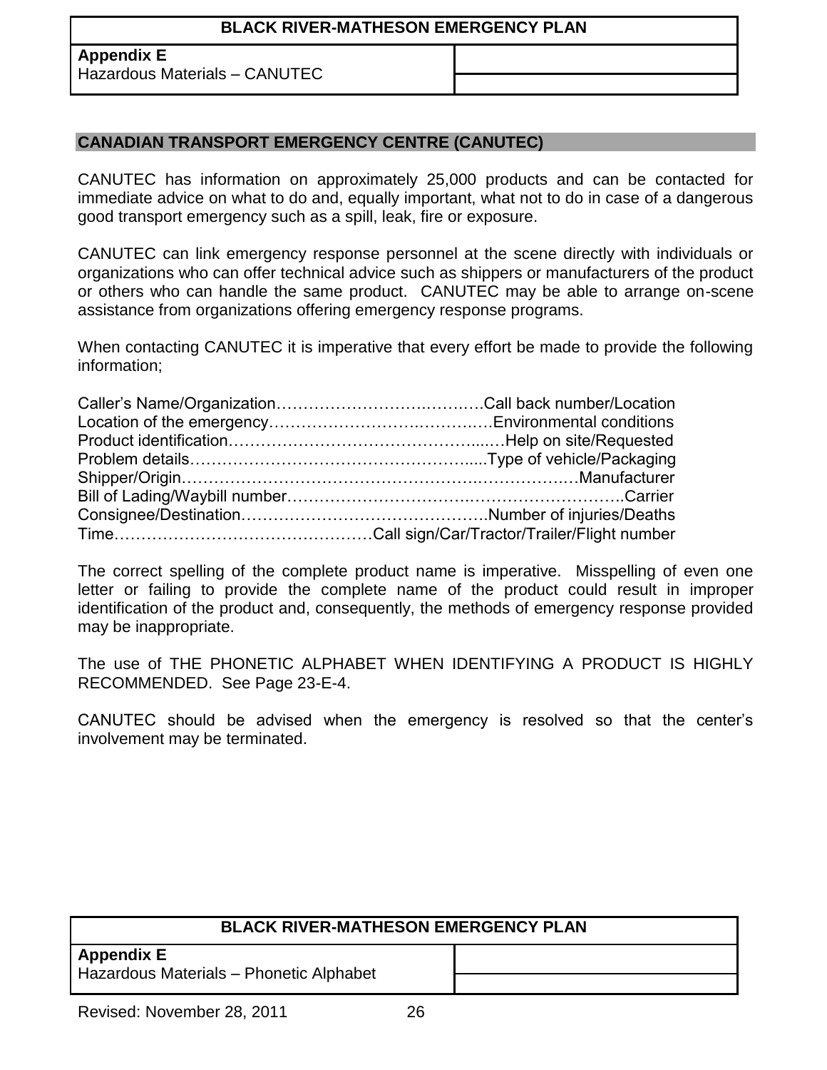## CANADIAN TRANSPORT EMERGENCY CENTRE (CANUTEC)

CANUTEC has information on approximately 25,000 products and can be contacted for immediate advice on what to do and, equally important, what not to do in case of a dangerous good transport emergency such as a spill, leak, fire or exposure.

CANUTEC can link emergency response personnel at the scene directly with individuals or organizations who can offer technical advice such as shippers or manufacturers of the product or others who can handle the same product. CANUTEC may be able to arrange on-scene assistance from organizations offering emergency response programs.

When contacting CANUTEC it is imperative that every effort be made to provide the following information;

Caller's Name/Organization……………………………………Call back number/Location
Location of the emergency……………………………………Environmental conditions
Product identification…………………………………………Help on site/Requested
Problem details…………………………………………….....Type of vehicle/Packaging
Shipper/Origin………………………………………………………………Manufacturer
Bill of Lading/Waybill number………………………………………………………Carrier
Consignee/Destination……………………………………….Number of injuries/Deaths
Time…………………………………………Call sign/Car/Tractor/Trailer/Flight number

The correct spelling of the complete product name is imperative. Misspelling of even one letter or failing to provide the complete name of the product could result in improper identification of the product and, consequently, the methods of emergency response provided may be inappropriate.

The use of THE PHONETIC ALPHABET WHEN IDENTIFYING A PRODUCT IS HIGHLY RECOMMENDED. See Page 23-E-4.

CANUTEC should be advised when the emergency is resolved so that the center's involvement may be terminated.

**BLACK RIVER-MATHESON EMERGENCY PLAN**

**Appendix E**
Hazardous Materials – Phonetic Alphabet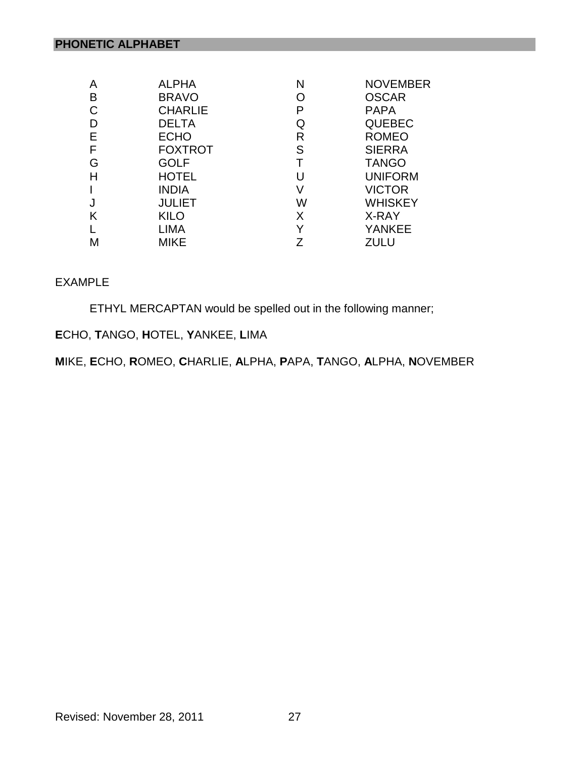## PHONETIC ALPHABET

| | | | |
|---|---|---|---|
| A | ALPHA | N | NOVEMBER |
| B | BRAVO | O | OSCAR |
| C | CHARLIE | P | PAPA |
| D | DELTA | Q | QUEBEC |
| E | ECHO | R | ROMEO |
| F | FOXTROT | S | SIERRA |
| G | GOLF | T | TANGO |
| H | HOTEL | U | UNIFORM |
| I | INDIA | V | VICTOR |
| J | JULIET | W | WHISKEY |
| K | KILO | X | X-RAY |
| L | LIMA | Y | YANKEE |
| M | MIKE | Z | ZULU |

EXAMPLE

ETHYL MERCAPTAN would be spelled out in the following manner;

**E**CHO, **T**ANGO, **H**OTEL, **Y**ANKEE, **L**IMA

**M**IKE, **E**CHO, **R**OMEO, **C**HARLIE, **A**LPHA, **P**APA, **T**ANGO, **A**LPHA, **N**OVEMBER

Revised: November 28, 2011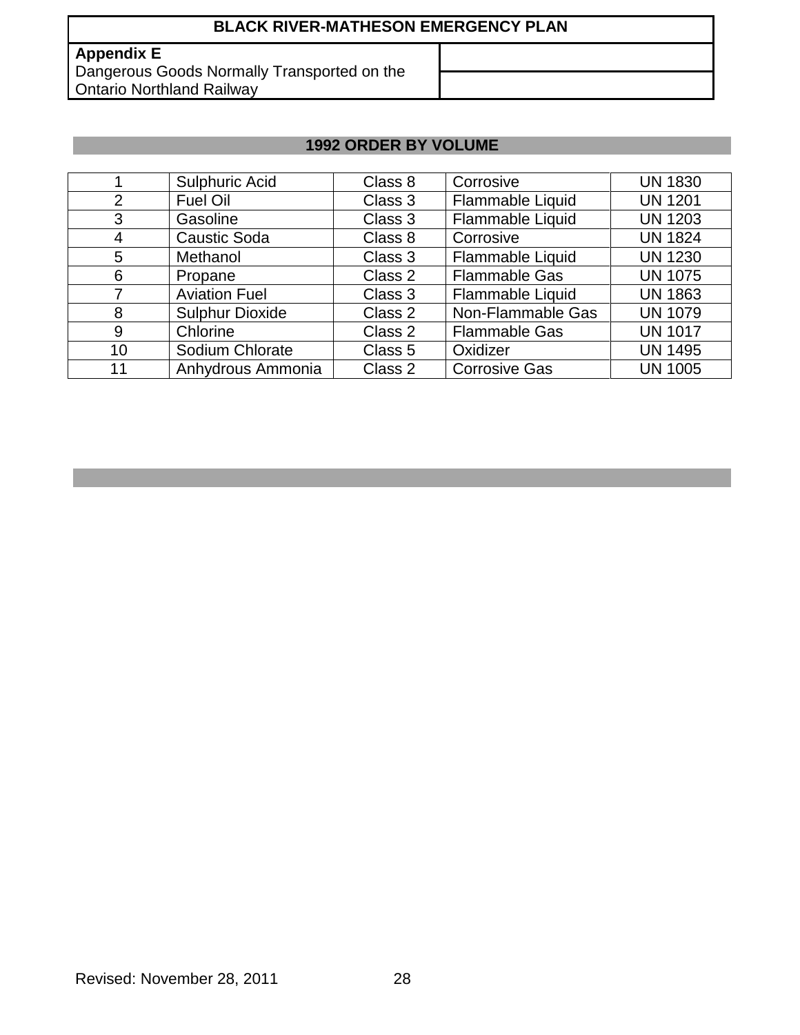**Appendix E**
Dangerous Goods Normally Transported on the Ontario Northland Railway

## 1992 ORDER BY VOLUME

| | | | | |
|---|---|---|---|---|
| 1 | Sulphuric Acid | Class 8 | Corrosive | UN 1830 |
| 2 | Fuel Oil | Class 3 | Flammable Liquid | UN 1201 |
| 3 | Gasoline | Class 3 | Flammable Liquid | UN 1203 |
| 4 | Caustic Soda | Class 8 | Corrosive | UN 1824 |
| 5 | Methanol | Class 3 | Flammable Liquid | UN 1230 |
| 6 | Propane | Class 2 | Flammable Gas | UN 1075 |
| 7 | Aviation Fuel | Class 3 | Flammable Liquid | UN 1863 |
| 8 | Sulphur Dioxide | Class 2 | Non-Flammable Gas | UN 1079 |
| 9 | Chlorine | Class 2 | Flammable Gas | UN 1017 |
| 10 | Sodium Chlorate | Class 5 | Oxidizer | UN 1495 |
| 11 | Anhydrous Ammonia | Class 2 | Corrosive Gas | UN 1005 |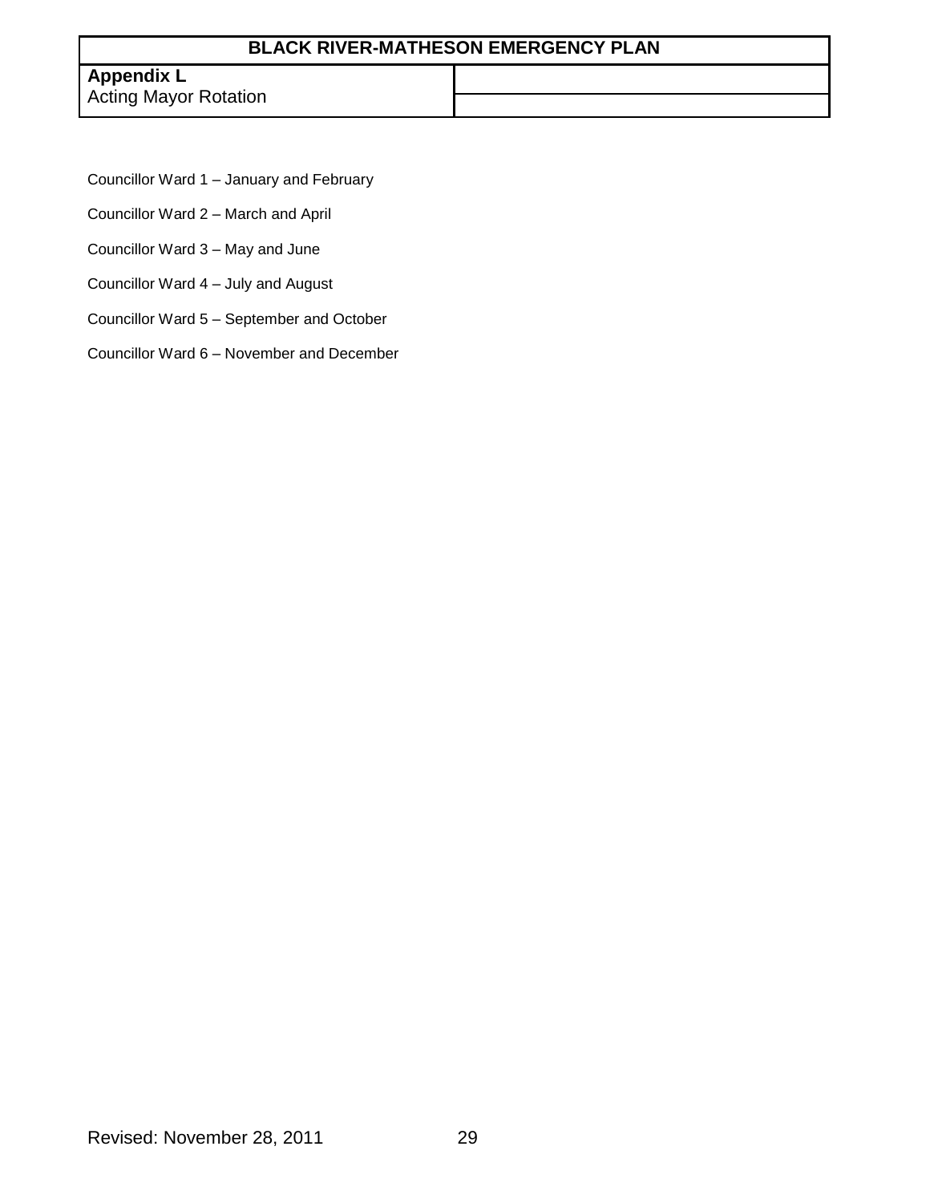## Appendix L
Acting Mayor Rotation

Councillor Ward 1 – January and February

Councillor Ward 2 – March and April

Councillor Ward 3 – May and June

Councillor Ward 4 – July and August

Councillor Ward 5 – September and October

Councillor Ward 6 – November and December